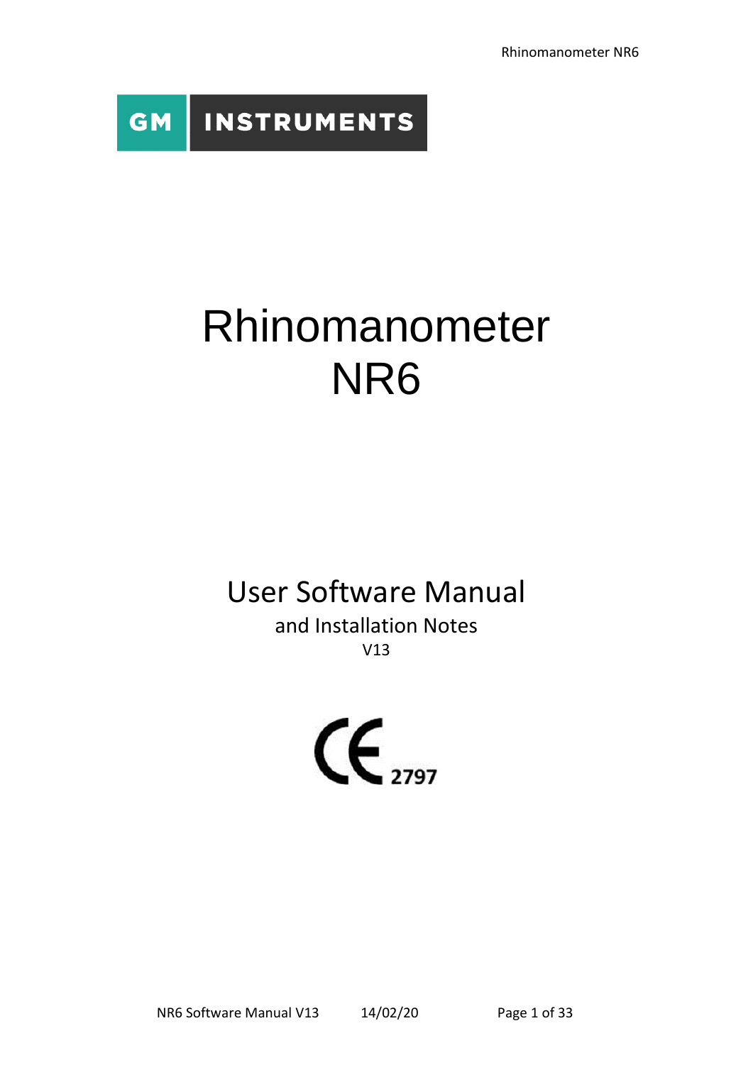GM INSTRUMENTS

# Rhinomanometer NR6

## User Software Manual

and Installation Notes

V13

CE 2797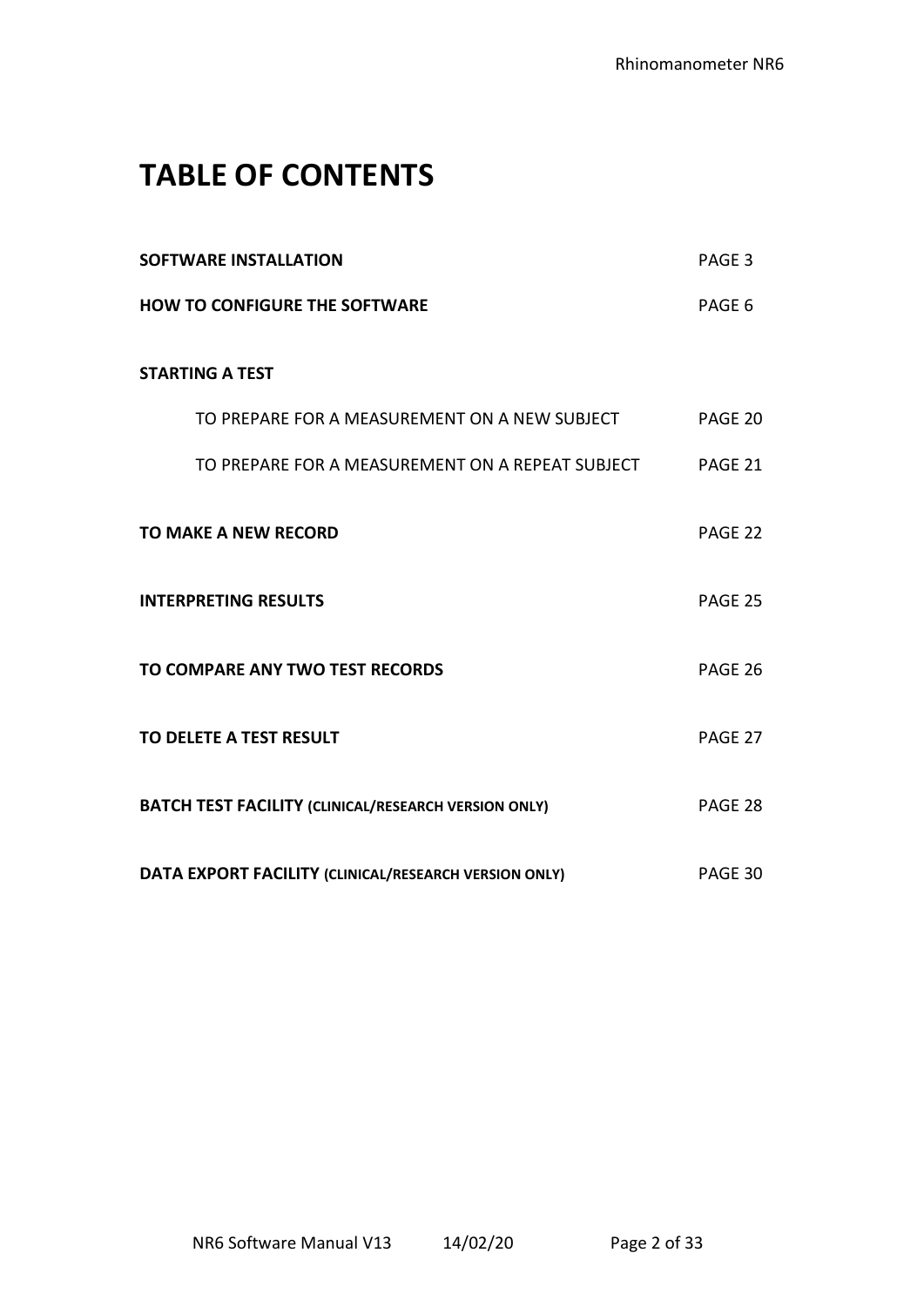# TABLE OF CONTENTS

| | |
|---|---|
| **SOFTWARE INSTALLATION** | PAGE 3 |
| **HOW TO CONFIGURE THE SOFTWARE** | PAGE 6 |
| **STARTING A TEST** | |
| TO PREPARE FOR A MEASUREMENT ON A NEW SUBJECT | PAGE 20 |
| TO PREPARE FOR A MEASUREMENT ON A REPEAT SUBJECT | PAGE 21 |
| **TO MAKE A NEW RECORD** | PAGE 22 |
| **INTERPRETING RESULTS** | PAGE 25 |
| **TO COMPARE ANY TWO TEST RECORDS** | PAGE 26 |
| **TO DELETE A TEST RESULT** | PAGE 27 |
| **BATCH TEST FACILITY (CLINICAL/RESEARCH VERSION ONLY)** | PAGE 28 |
| **DATA EXPORT FACILITY (CLINICAL/RESEARCH VERSION ONLY)** | PAGE 30 |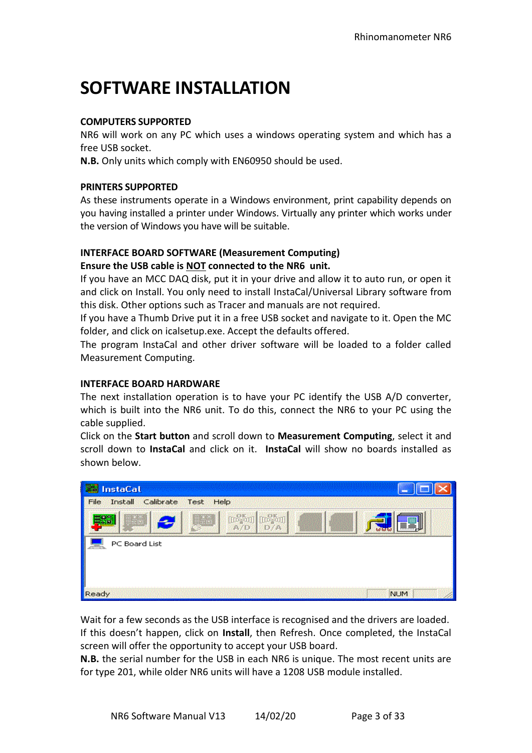# SOFTWARE INSTALLATION

**COMPUTERS SUPPORTED**

NR6 will work on any PC which uses a windows operating system and which has a free USB socket.

**N.B.** Only units which comply with EN60950 should be used.

**PRINTERS SUPPORTED**

As these instruments operate in a Windows environment, print capability depends on you having installed a printer under Windows. Virtually any printer which works under the version of Windows you have will be suitable.

**INTERFACE BOARD SOFTWARE (Measurement Computing)**

**Ensure the USB cable is <u>NOT</u> connected to the NR6 unit.**

If you have an MCC DAQ disk, put it in your drive and allow it to auto run, or open it and click on Install. You only need to install InstaCal/Universal Library software from this disk. Other options such as Tracer and manuals are not required.

If you have a Thumb Drive put it in a free USB socket and navigate to it. Open the MC folder, and click on icalsetup.exe. Accept the defaults offered.

The program InstaCal and other driver software will be loaded to a folder called Measurement Computing.

**INTERFACE BOARD HARDWARE**

The next installation operation is to have your PC identify the USB A/D converter, which is built into the NR6 unit. To do this, connect the NR6 to your PC using the cable supplied.

Click on the **Start button** and scroll down to **Measurement Computing**, select it and scroll down to **InstaCal** and click on it. **InstaCal** will show no boards installed as shown below.

Wait for a few seconds as the USB interface is recognised and the drivers are loaded. If this doesn't happen, click on **Install**, then Refresh. Once completed, the InstaCal screen will offer the opportunity to accept your USB board.

**N.B.** the serial number for the USB in each NR6 is unique. The most recent units are for type 201, while older NR6 units will have a 1208 USB module installed.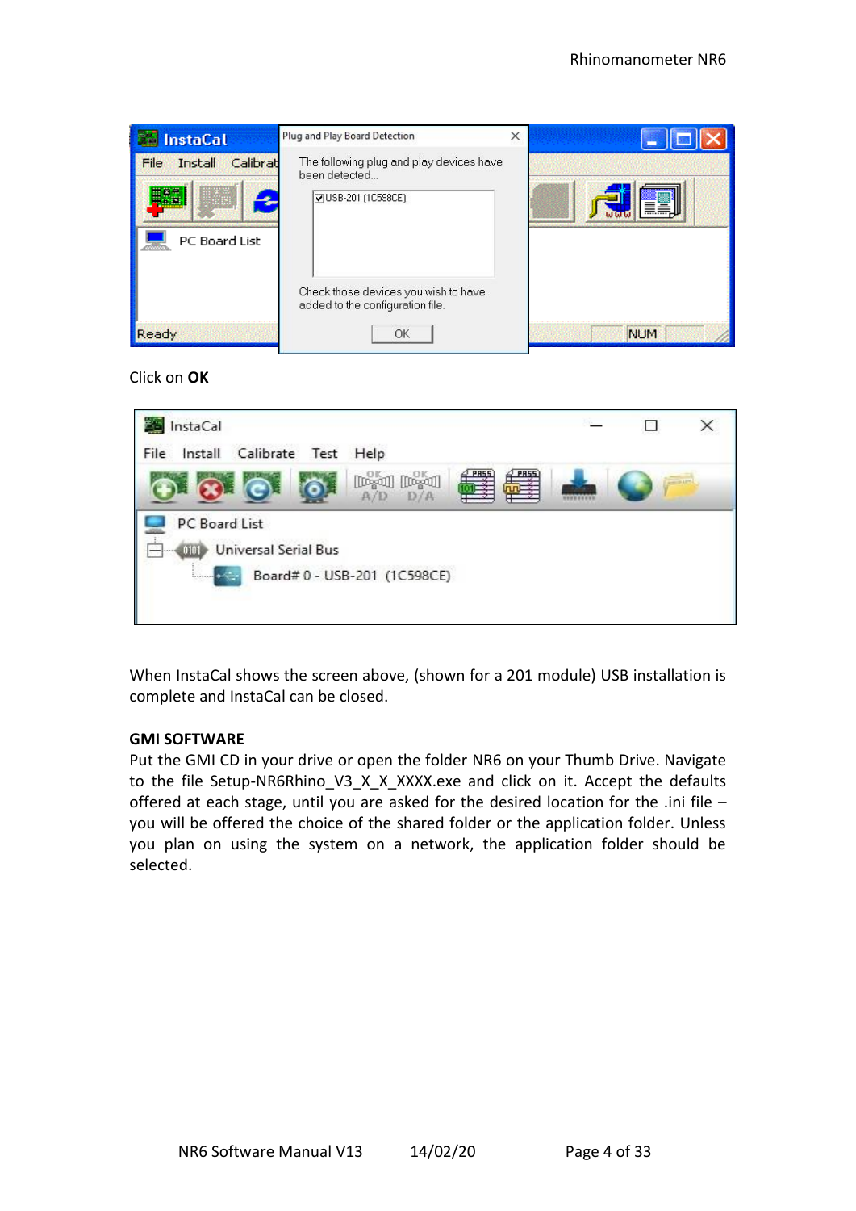Click on **OK**

When InstaCal shows the screen above, (shown for a 201 module) USB installation is complete and InstaCal can be closed.

**GMI SOFTWARE**

Put the GMI CD in your drive or open the folder NR6 on your Thumb Drive. Navigate to the file Setup-NR6Rhino_V3_X_X_XXXX.exe and click on it. Accept the defaults offered at each stage, until you are asked for the desired location for the .ini file – you will be offered the choice of the shared folder or the application folder. Unless you plan on using the system on a network, the application folder should be selected.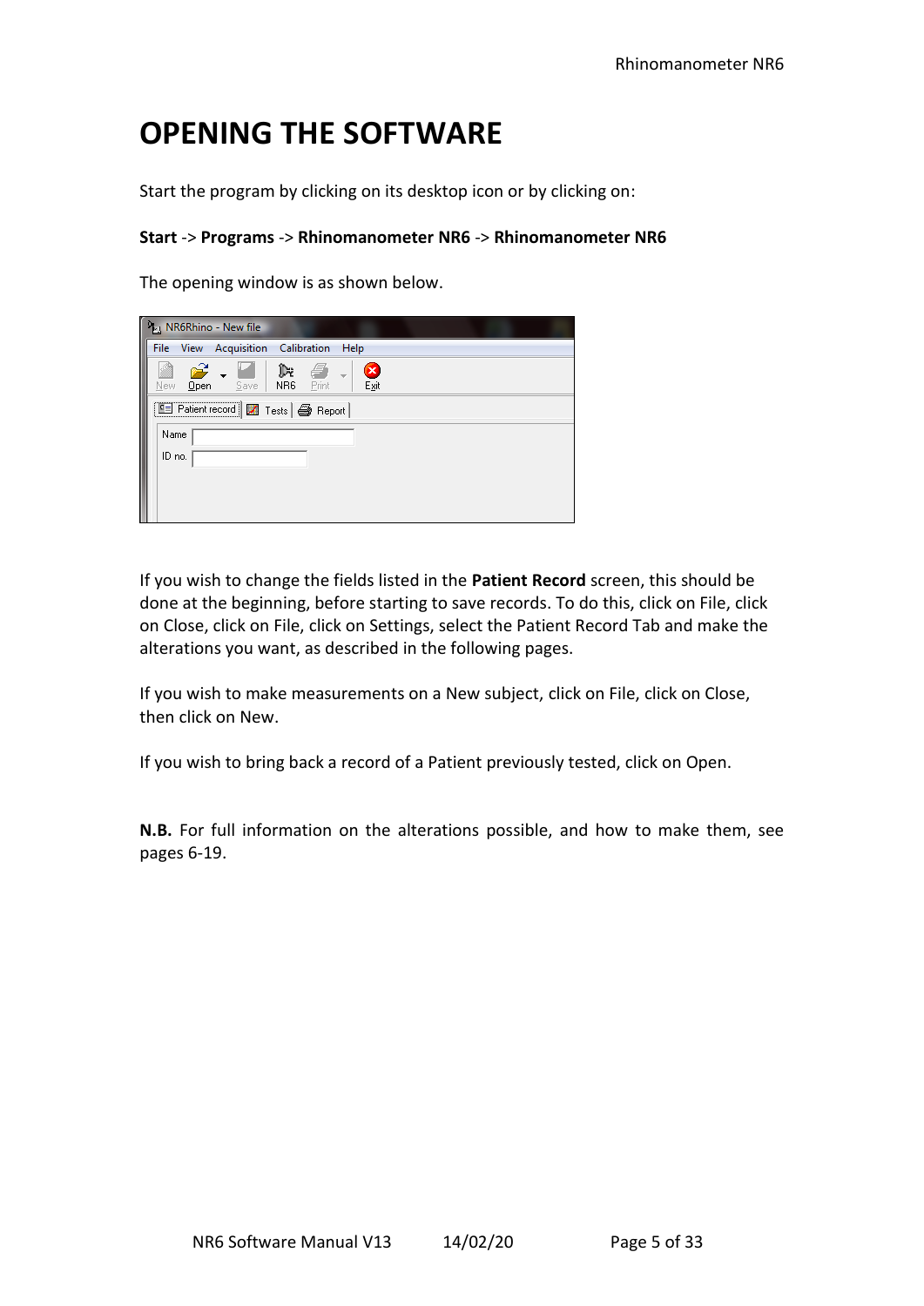# OPENING THE SOFTWARE

Start the program by clicking on its desktop icon or by clicking on:

**Start** -> **Programs** -> **Rhinomanometer NR6** -> **Rhinomanometer NR6**

The opening window is as shown below.

If you wish to change the fields listed in the **Patient Record** screen, this should be done at the beginning, before starting to save records. To do this, click on File, click on Close, click on File, click on Settings, select the Patient Record Tab and make the alterations you want, as described in the following pages.

If you wish to make measurements on a New subject, click on File, click on Close, then click on New.

If you wish to bring back a record of a Patient previously tested, click on Open.

**N.B.** For full information on the alterations possible, and how to make them, see pages 6-19.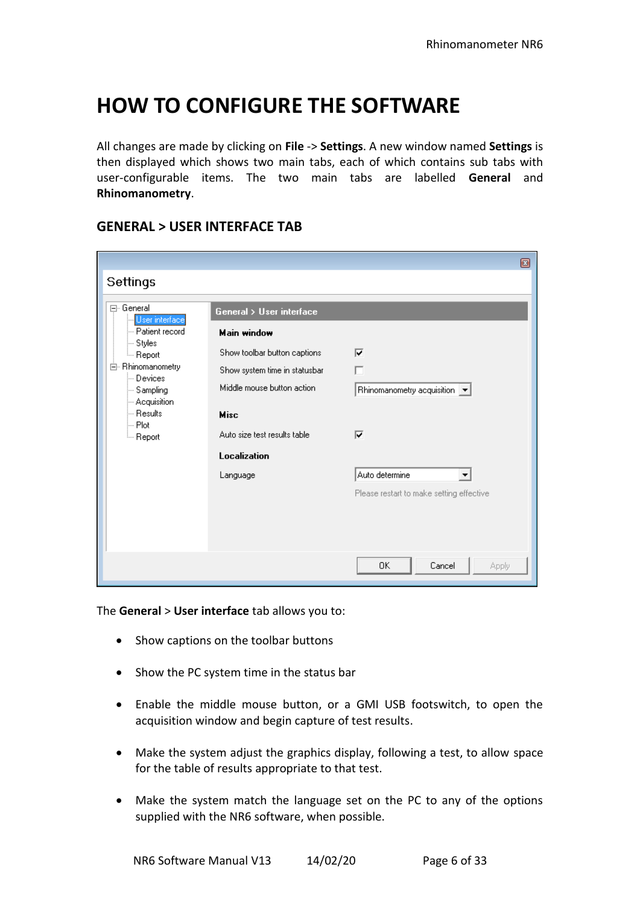# HOW TO CONFIGURE THE SOFTWARE

All changes are made by clicking on **File** -> **Settings**. A new window named **Settings** is then displayed which shows two main tabs, each of which contains sub tabs with user-configurable items. The two main tabs are labelled **General** and **Rhinomanometry**.

## GENERAL > USER INTERFACE TAB

The **General** > **User interface** tab allows you to:

- Show captions on the toolbar buttons
- Show the PC system time in the status bar
- Enable the middle mouse button, or a GMI USB footswitch, to open the acquisition window and begin capture of test results.
- Make the system adjust the graphics display, following a test, to allow space for the table of results appropriate to that test.
- Make the system match the language set on the PC to any of the options supplied with the NR6 software, when possible.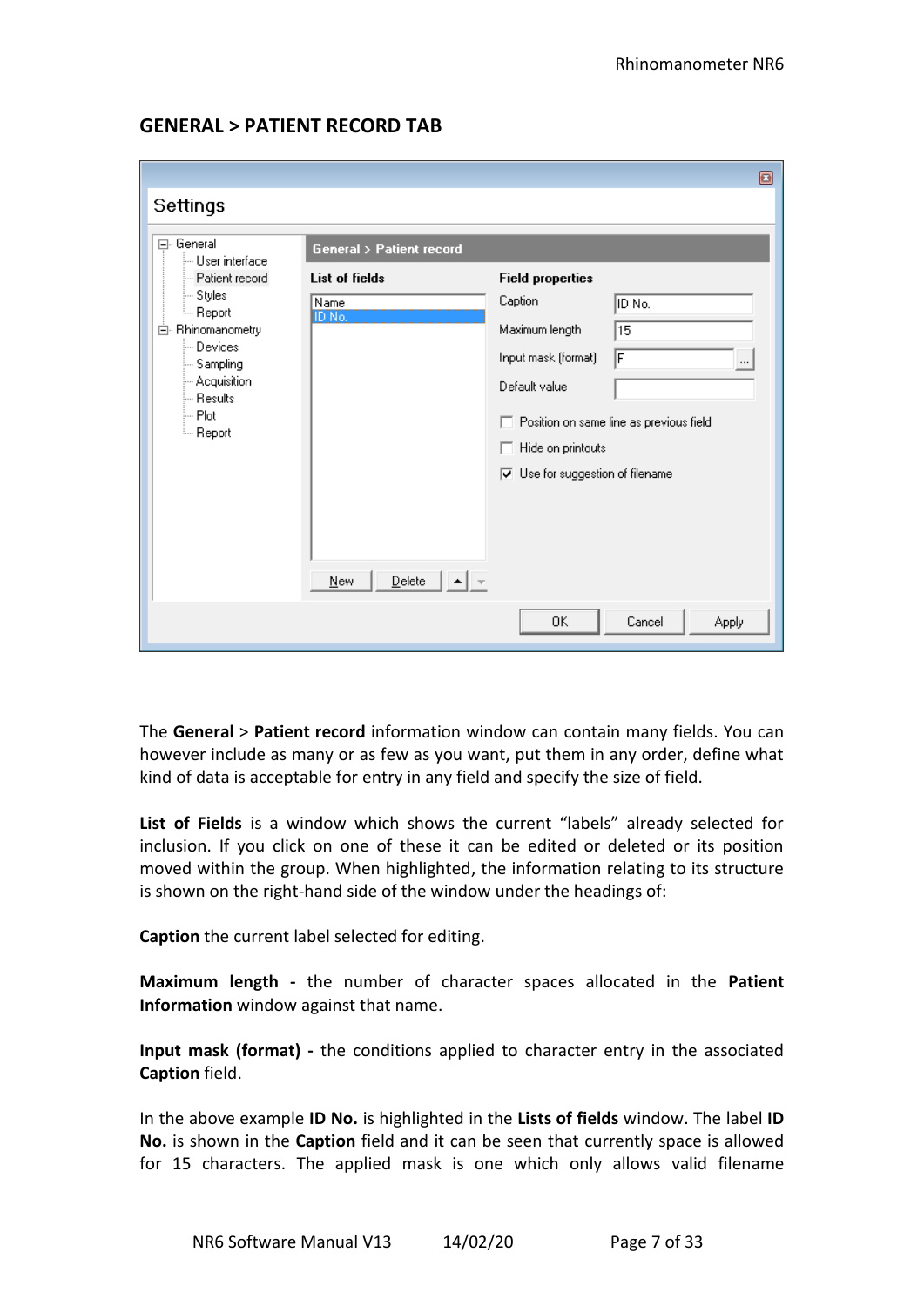## GENERAL > PATIENT RECORD TAB

The **General** > **Patient record** information window can contain many fields. You can however include as many or as few as you want, put them in any order, define what kind of data is acceptable for entry in any field and specify the size of field.

**List of Fields** is a window which shows the current "labels" already selected for inclusion. If you click on one of these it can be edited or deleted or its position moved within the group. When highlighted, the information relating to its structure is shown on the right-hand side of the window under the headings of:

**Caption** the current label selected for editing.

**Maximum length -** the number of character spaces allocated in the **Patient Information** window against that name.

**Input mask (format) -** the conditions applied to character entry in the associated **Caption** field.

In the above example **ID No.** is highlighted in the **Lists of fields** window. The label **ID No.** is shown in the **Caption** field and it can be seen that currently space is allowed for 15 characters. The applied mask is one which only allows valid filename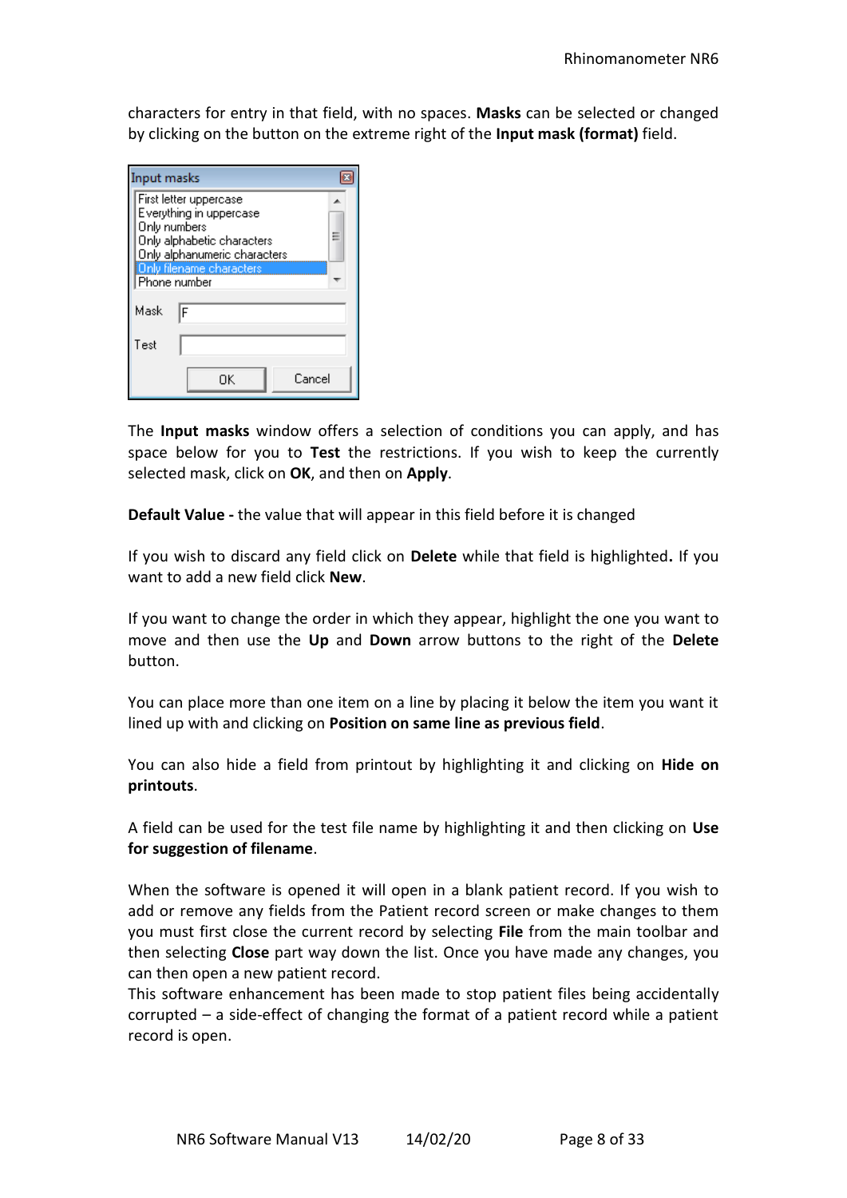characters for entry in that field, with no spaces. **Masks** can be selected or changed by clicking on the button on the extreme right of the **Input mask (format)** field.

Input masks

- First letter uppercase
- Everything in uppercase
- Only numbers
- Only alphabetic characters
- Only alphanumeric characters
- Only filename characters
- Phone number

Mask: F

Test:

OK | Cancel

The **Input masks** window offers a selection of conditions you can apply, and has space below for you to **Test** the restrictions. If you wish to keep the currently selected mask, click on **OK**, and then on **Apply**.

**Default Value -** the value that will appear in this field before it is changed

If you wish to discard any field click on **Delete** while that field is highlighted**.** If you want to add a new field click **New**.

If you want to change the order in which they appear, highlight the one you want to move and then use the **Up** and **Down** arrow buttons to the right of the **Delete** button.

You can place more than one item on a line by placing it below the item you want it lined up with and clicking on **Position on same line as previous field**.

You can also hide a field from printout by highlighting it and clicking on **Hide on printouts**.

A field can be used for the test file name by highlighting it and then clicking on **Use for suggestion of filename**.

When the software is opened it will open in a blank patient record. If you wish to add or remove any fields from the Patient record screen or make changes to them you must first close the current record by selecting **File** from the main toolbar and then selecting **Close** part way down the list. Once you have made any changes, you can then open a new patient record.
This software enhancement has been made to stop patient files being accidentally corrupted – a side-effect of changing the format of a patient record while a patient record is open.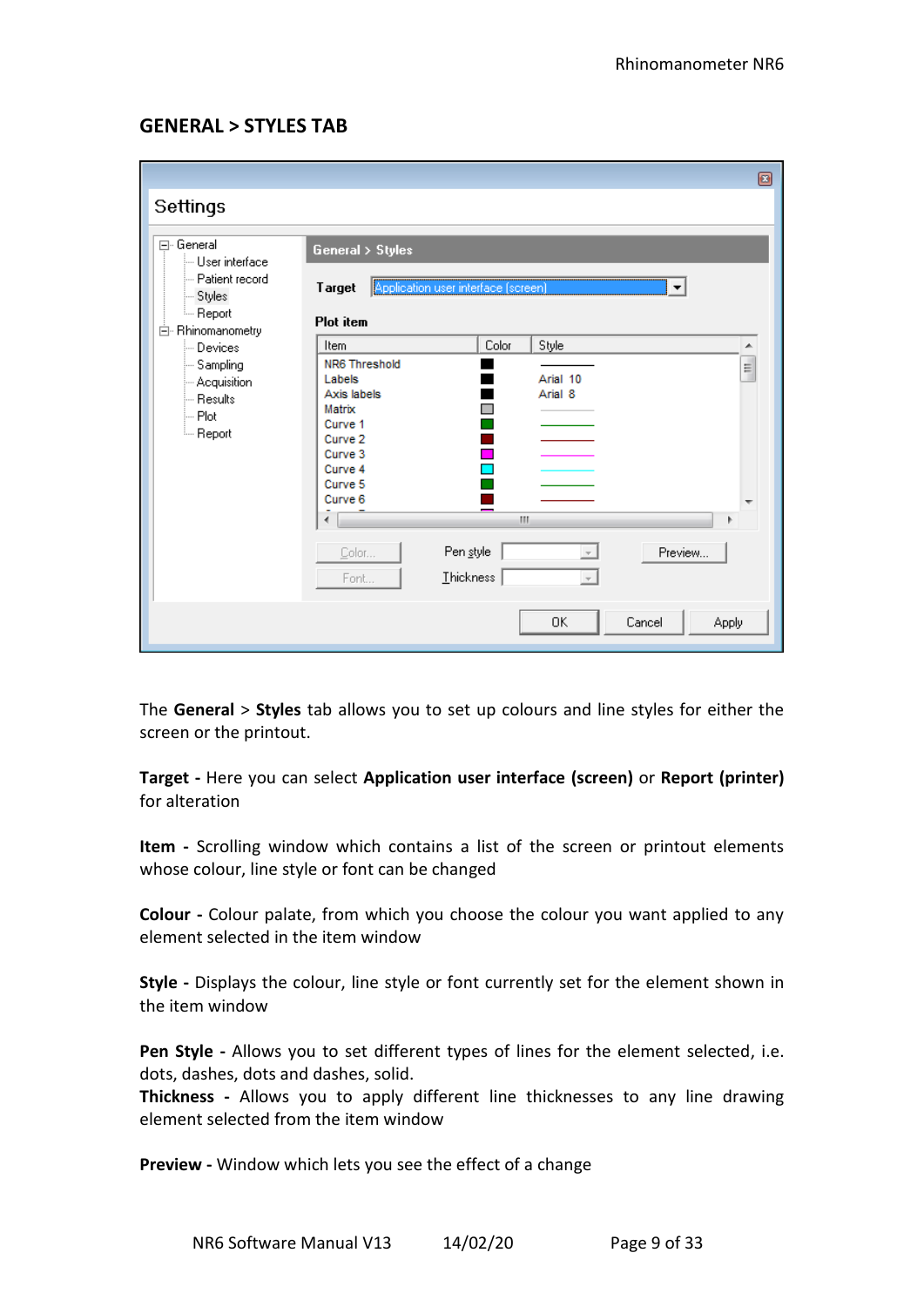## GENERAL > STYLES TAB

The **General** > **Styles** tab allows you to set up colours and line styles for either the screen or the printout.

**Target -** Here you can select **Application user interface (screen)** or **Report (printer)** for alteration

**Item -** Scrolling window which contains a list of the screen or printout elements whose colour, line style or font can be changed

**Colour -** Colour palate, from which you choose the colour you want applied to any element selected in the item window

**Style -** Displays the colour, line style or font currently set for the element shown in the item window

**Pen Style -** Allows you to set different types of lines for the element selected, i.e. dots, dashes, dots and dashes, solid.
**Thickness -** Allows you to apply different line thicknesses to any line drawing element selected from the item window

**Preview -** Window which lets you see the effect of a change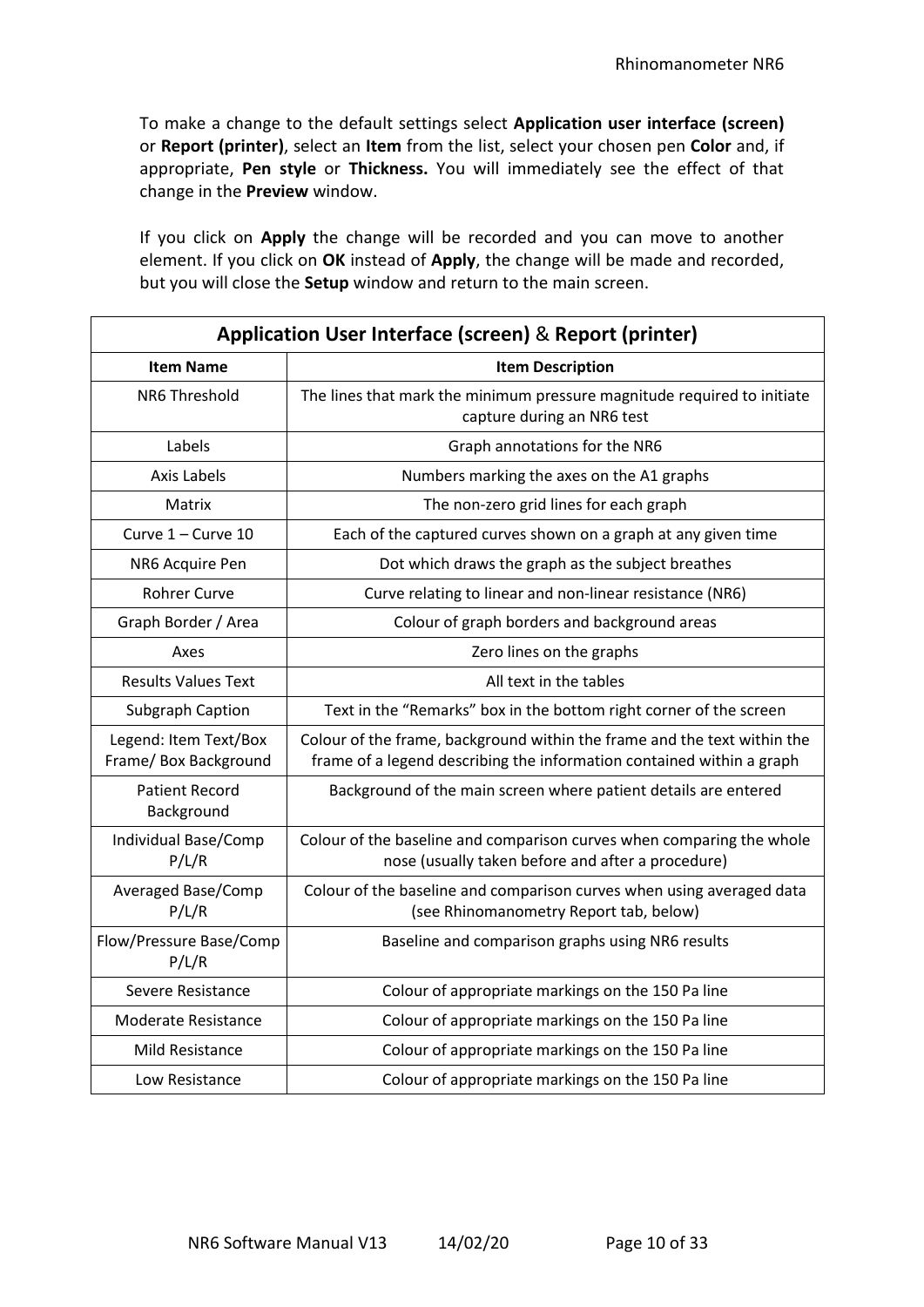To make a change to the default settings select **Application user interface (screen)** or **Report (printer)**, select an **Item** from the list, select your chosen pen **Color** and, if appropriate, **Pen style** or **Thickness.** You will immediately see the effect of that change in the **Preview** window.

If you click on **Apply** the change will be recorded and you can move to another element. If you click on **OK** instead of **Apply**, the change will be made and recorded, but you will close the **Setup** window and return to the main screen.

| **Application User Interface (screen)** & **Report (printer)** | |
|---|---|
| **Item Name** | **Item Description** |
| NR6 Threshold | The lines that mark the minimum pressure magnitude required to initiate capture during an NR6 test |
| Labels | Graph annotations for the NR6 |
| Axis Labels | Numbers marking the axes on the A1 graphs |
| Matrix | The non-zero grid lines for each graph |
| Curve 1 – Curve 10 | Each of the captured curves shown on a graph at any given time |
| NR6 Acquire Pen | Dot which draws the graph as the subject breathes |
| Rohrer Curve | Curve relating to linear and non-linear resistance (NR6) |
| Graph Border / Area | Colour of graph borders and background areas |
| Axes | Zero lines on the graphs |
| Results Values Text | All text in the tables |
| Subgraph Caption | Text in the “Remarks” box in the bottom right corner of the screen |
| Legend: Item Text/Box Frame/ Box Background | Colour of the frame, background within the frame and the text within the frame of a legend describing the information contained within a graph |
| Patient Record Background | Background of the main screen where patient details are entered |
| Individual Base/Comp P/L/R | Colour of the baseline and comparison curves when comparing the whole nose (usually taken before and after a procedure) |
| Averaged Base/Comp P/L/R | Colour of the baseline and comparison curves when using averaged data (see Rhinomanometry Report tab, below) |
| Flow/Pressure Base/Comp P/L/R | Baseline and comparison graphs using NR6 results |
| Severe Resistance | Colour of appropriate markings on the 150 Pa line |
| Moderate Resistance | Colour of appropriate markings on the 150 Pa line |
| Mild Resistance | Colour of appropriate markings on the 150 Pa line |
| Low Resistance | Colour of appropriate markings on the 150 Pa line |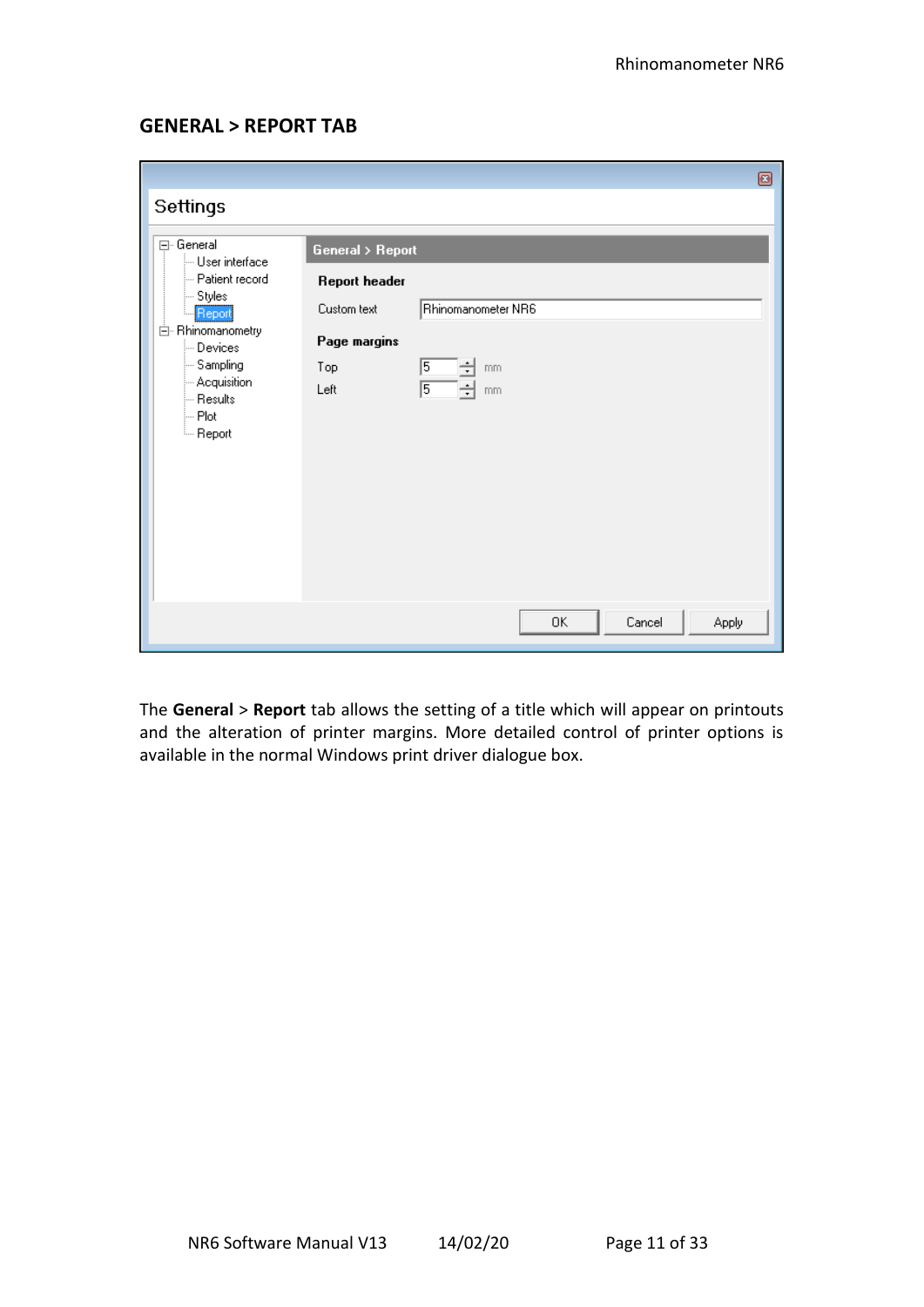## GENERAL > REPORT TAB

The **General** > **Report** tab allows the setting of a title which will appear on printouts and the alteration of printer margins. More detailed control of printer options is available in the normal Windows print driver dialogue box.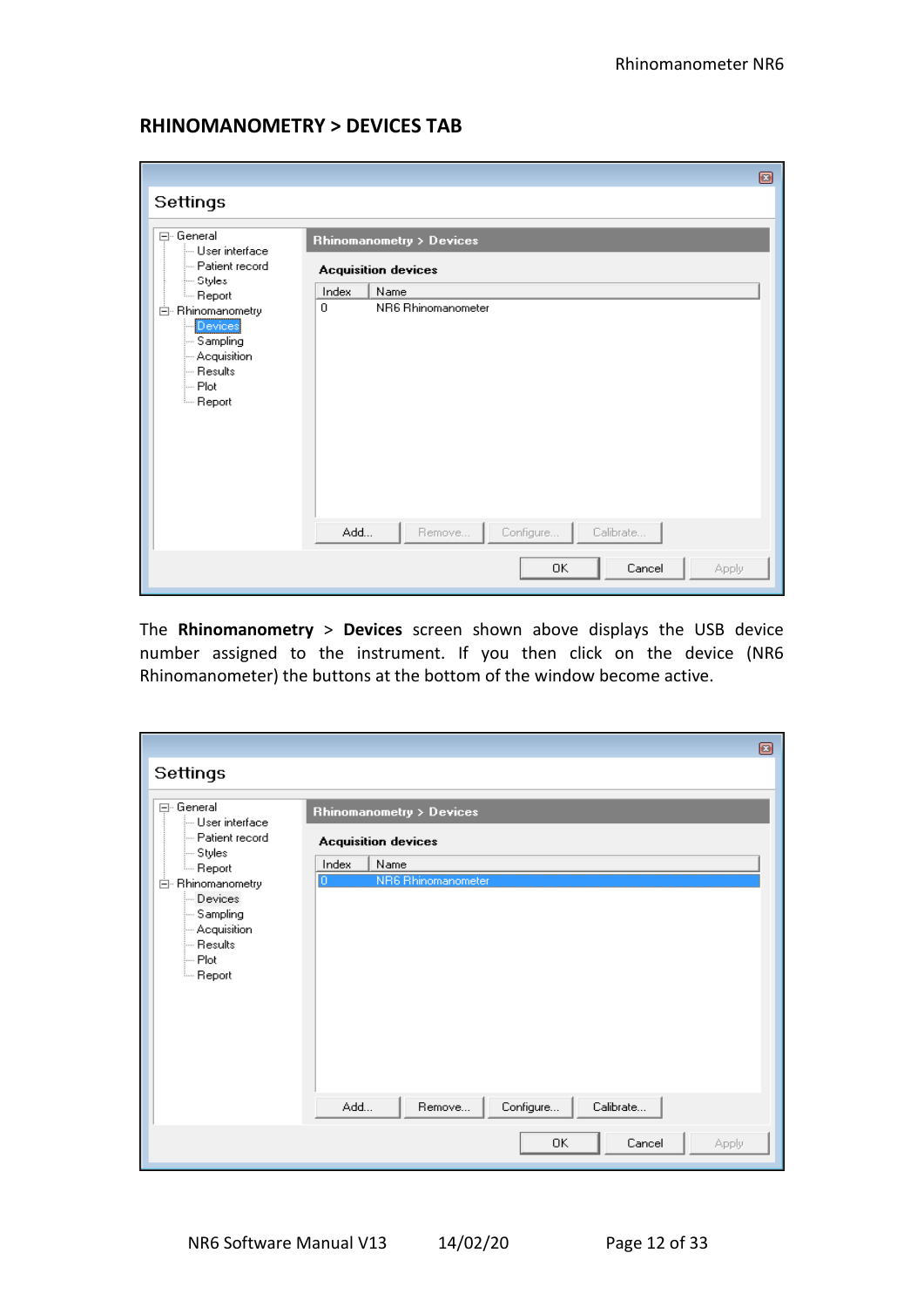## RHINOMANOMETRY > DEVICES TAB

The **Rhinomanometry** > **Devices** screen shown above displays the USB device number assigned to the instrument. If you then click on the device (NR6 Rhinomanometer) the buttons at the bottom of the window become active.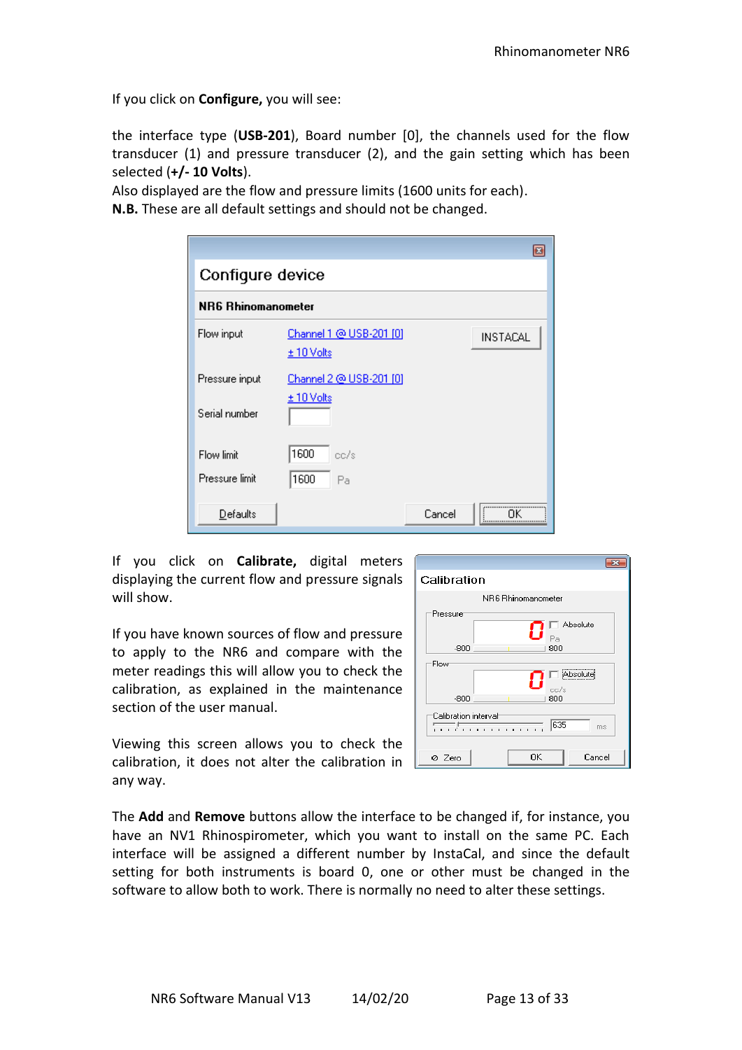If you click on **Configure,** you will see:

the interface type (**USB-201**), Board number [0], the channels used for the flow transducer (1) and pressure transducer (2), and the gain setting which has been selected (**+/- 10 Volts**).
Also displayed are the flow and pressure limits (1600 units for each).
**N.B.** These are all default settings and should not be changed.

If you click on **Calibrate,** digital meters displaying the current flow and pressure signals will show.

If you have known sources of flow and pressure to apply to the NR6 and compare with the meter readings this will allow you to check the calibration, as explained in the maintenance section of the user manual.

Viewing this screen allows you to check the calibration, it does not alter the calibration in any way.

The **Add** and **Remove** buttons allow the interface to be changed if, for instance, you have an NV1 Rhinospirometer, which you want to install on the same PC. Each interface will be assigned a different number by InstaCal, and since the default setting for both instruments is board 0, one or other must be changed in the software to allow both to work. There is normally no need to alter these settings.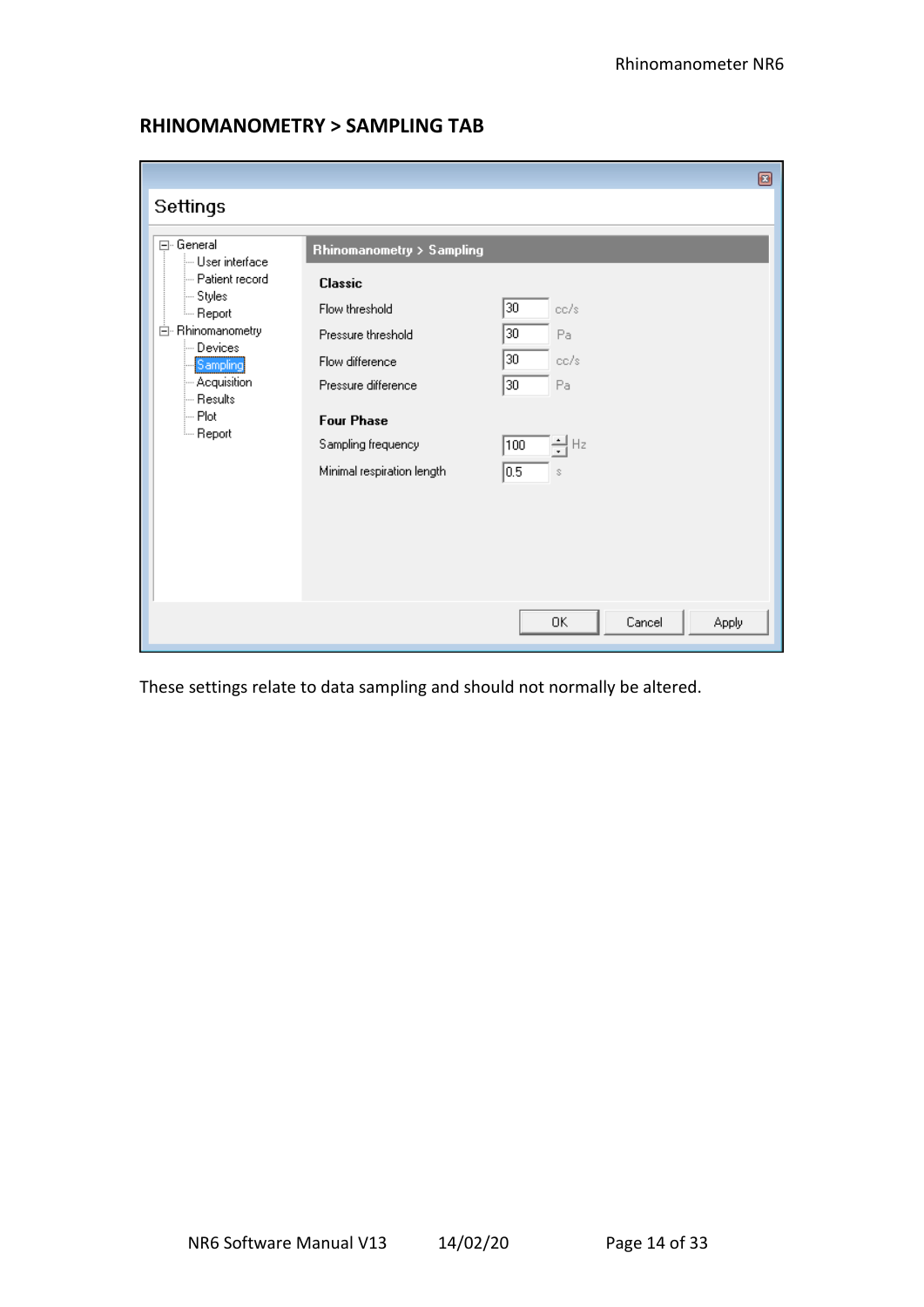## RHINOMANOMETRY > SAMPLING TAB

Settings

- General
  - User interface
  - Patient record
  - Styles
  - Report
- Rhinomanometry
  - Devices
  - Sampling
  - Acquisition
  - Results
  - Plot
  - Report

**Rhinomanometry > Sampling**

**Classic**

| Setting | Value | Unit |
|---|---|---|
| Flow threshold | 30 | cc/s |
| Pressure threshold | 30 | Pa |
| Flow difference | 30 | cc/s |
| Pressure difference | 30 | Pa |

**Four Phase**

| Setting | Value | Unit |
|---|---|---|
| Sampling frequency | 100 | Hz |
| Minimal respiration length | 0.5 | s |

OK | Cancel | Apply

These settings relate to data sampling and should not normally be altered.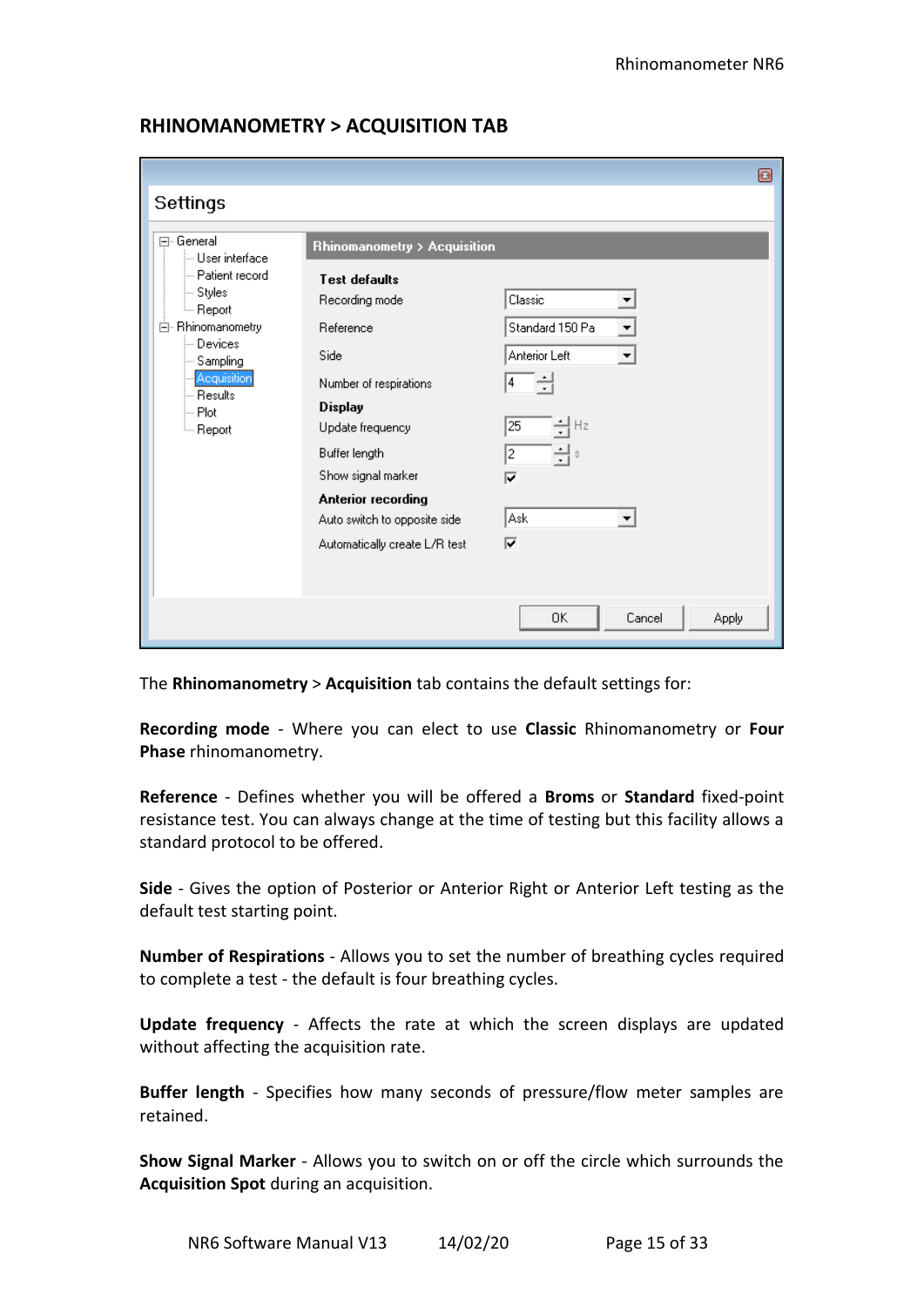## RHINOMANOMETRY > ACQUISITION TAB

The **Rhinomanometry** > **Acquisition** tab contains the default settings for:

**Recording mode** - Where you can elect to use **Classic** Rhinomanometry or **Four Phase** rhinomanometry.

**Reference** - Defines whether you will be offered a **Broms** or **Standard** fixed-point resistance test. You can always change at the time of testing but this facility allows a standard protocol to be offered.

**Side** - Gives the option of Posterior or Anterior Right or Anterior Left testing as the default test starting point.

**Number of Respirations** - Allows you to set the number of breathing cycles required to complete a test - the default is four breathing cycles.

**Update frequency** - Affects the rate at which the screen displays are updated without affecting the acquisition rate.

**Buffer length** - Specifies how many seconds of pressure/flow meter samples are retained.

**Show Signal Marker** - Allows you to switch on or off the circle which surrounds the **Acquisition Spot** during an acquisition.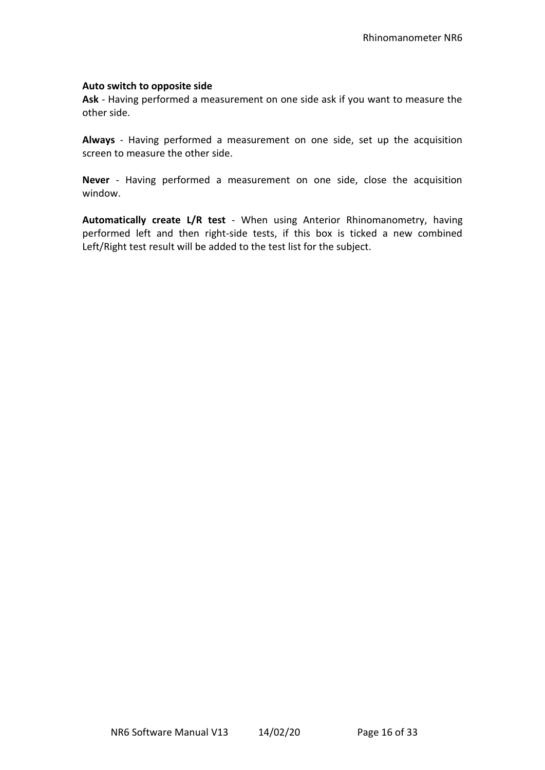**Auto switch to opposite side**

**Ask** - Having performed a measurement on one side ask if you want to measure the other side.

**Always** - Having performed a measurement on one side, set up the acquisition screen to measure the other side.

**Never** - Having performed a measurement on one side, close the acquisition window.

**Automatically create L/R test** - When using Anterior Rhinomanometry, having performed left and then right-side tests, if this box is ticked a new combined Left/Right test result will be added to the test list for the subject.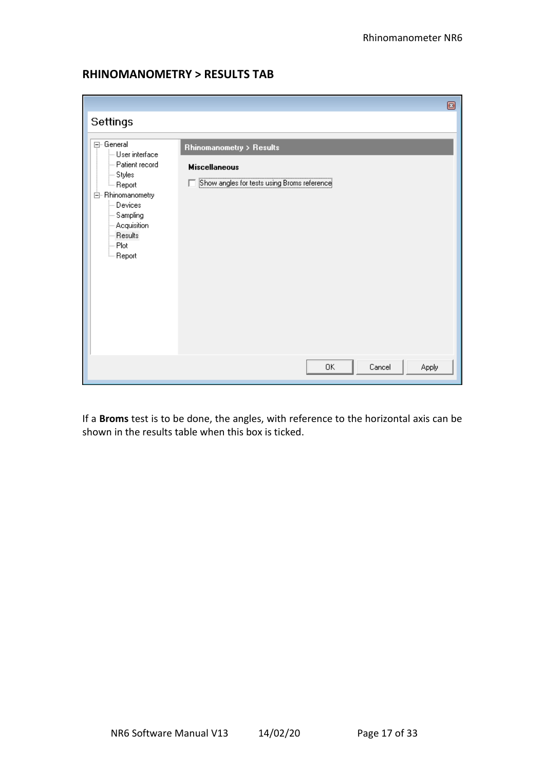## RHINOMANOMETRY > RESULTS TAB

Settings

- General
  - User interface
  - Patient record
  - Styles
  - Report
- Rhinomanometry
  - Devices
  - Sampling
  - Acquisition
  - Results
  - Plot
  - Report

**Rhinomanometry > Results**

**Miscellaneous**

☐ Show angles for tests using Broms reference

OK | Cancel | Apply

If a **Broms** test is to be done, the angles, with reference to the horizontal axis can be shown in the results table when this box is ticked.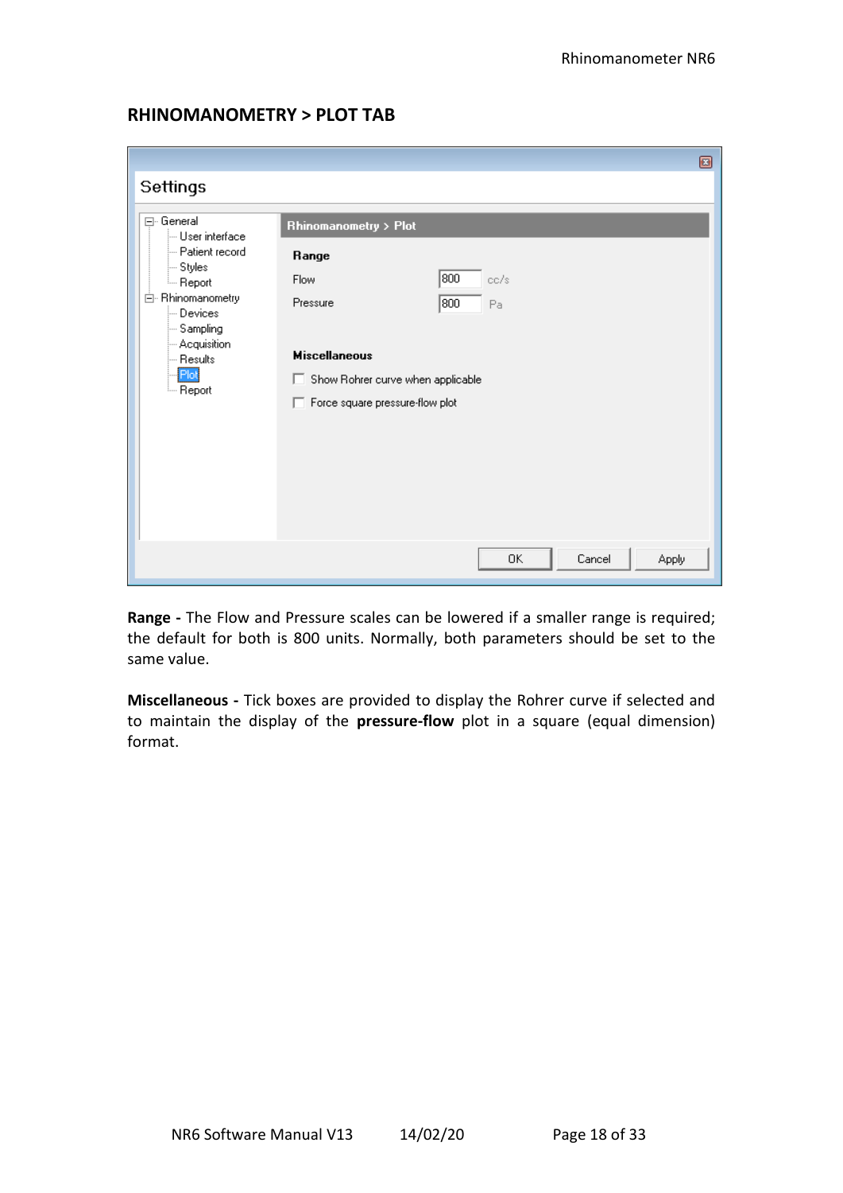## RHINOMANOMETRY > PLOT TAB

**Range -** The Flow and Pressure scales can be lowered if a smaller range is required; the default for both is 800 units. Normally, both parameters should be set to the same value.

**Miscellaneous -** Tick boxes are provided to display the Rohrer curve if selected and to maintain the display of the **pressure-flow** plot in a square (equal dimension) format.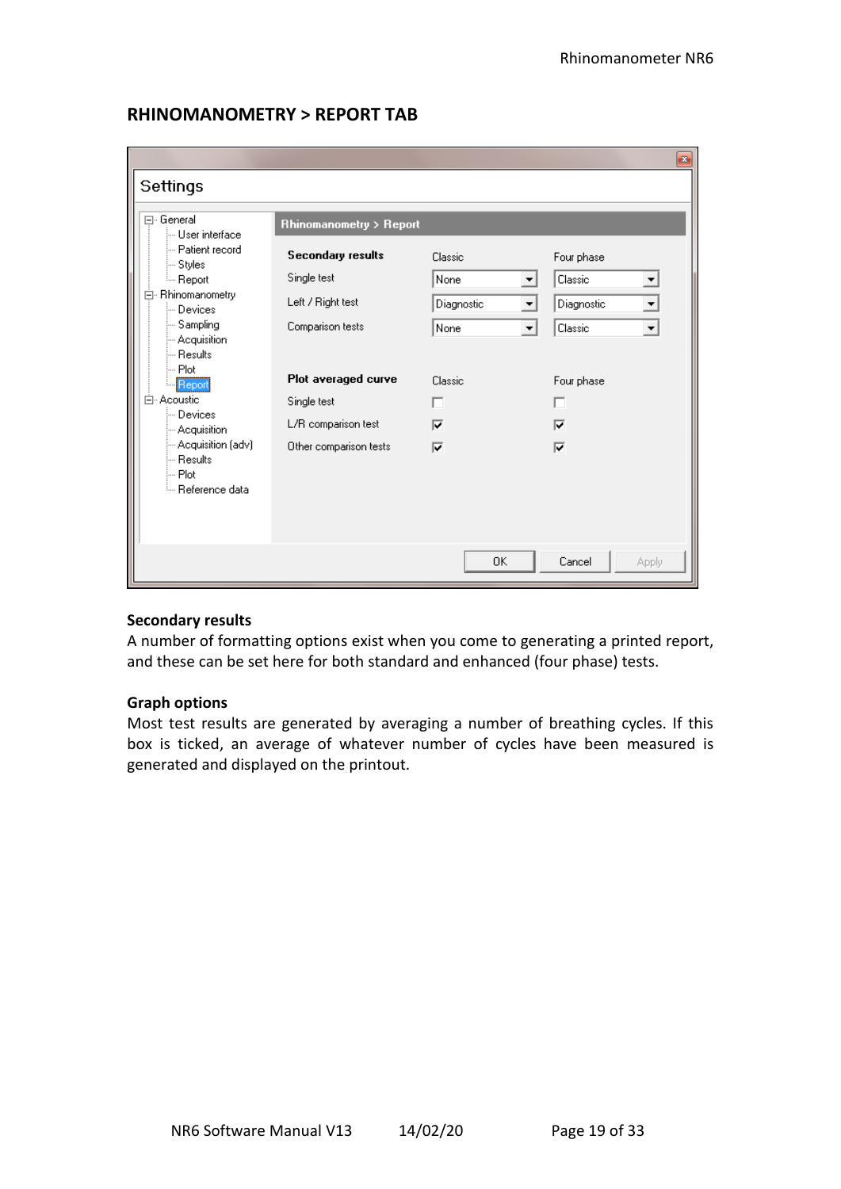## RHINOMANOMETRY > REPORT TAB

Settings

- General
  - User interface
  - Patient record
  - Styles
  - Report
- Rhinomanometry
  - Devices
  - Sampling
  - Acquisition
  - Results
  - Plot
  - Report
- Acoustic
  - Devices
  - Acquisition
  - Acquisition (adv)
  - Results
  - Plot
  - Reference data

**Rhinomanometry > Report**

| **Secondary results** | Classic | Four phase |
|---|---|---|
| Single test | None | Classic |
| Left / Right test | Diagnostic | Diagnostic |
| Comparison tests | None | Classic |

| **Plot averaged curve** | Classic | Four phase |
|---|---|---|
| Single test | ☐ | ☐ |
| L/R comparison test | ☑ | ☑ |
| Other comparison tests | ☑ | ☑ |

OK | Cancel | Apply

### Secondary results

A number of formatting options exist when you come to generating a printed report, and these can be set here for both standard and enhanced (four phase) tests.

### Graph options

Most test results are generated by averaging a number of breathing cycles. If this box is ticked, an average of whatever number of cycles have been measured is generated and displayed on the printout.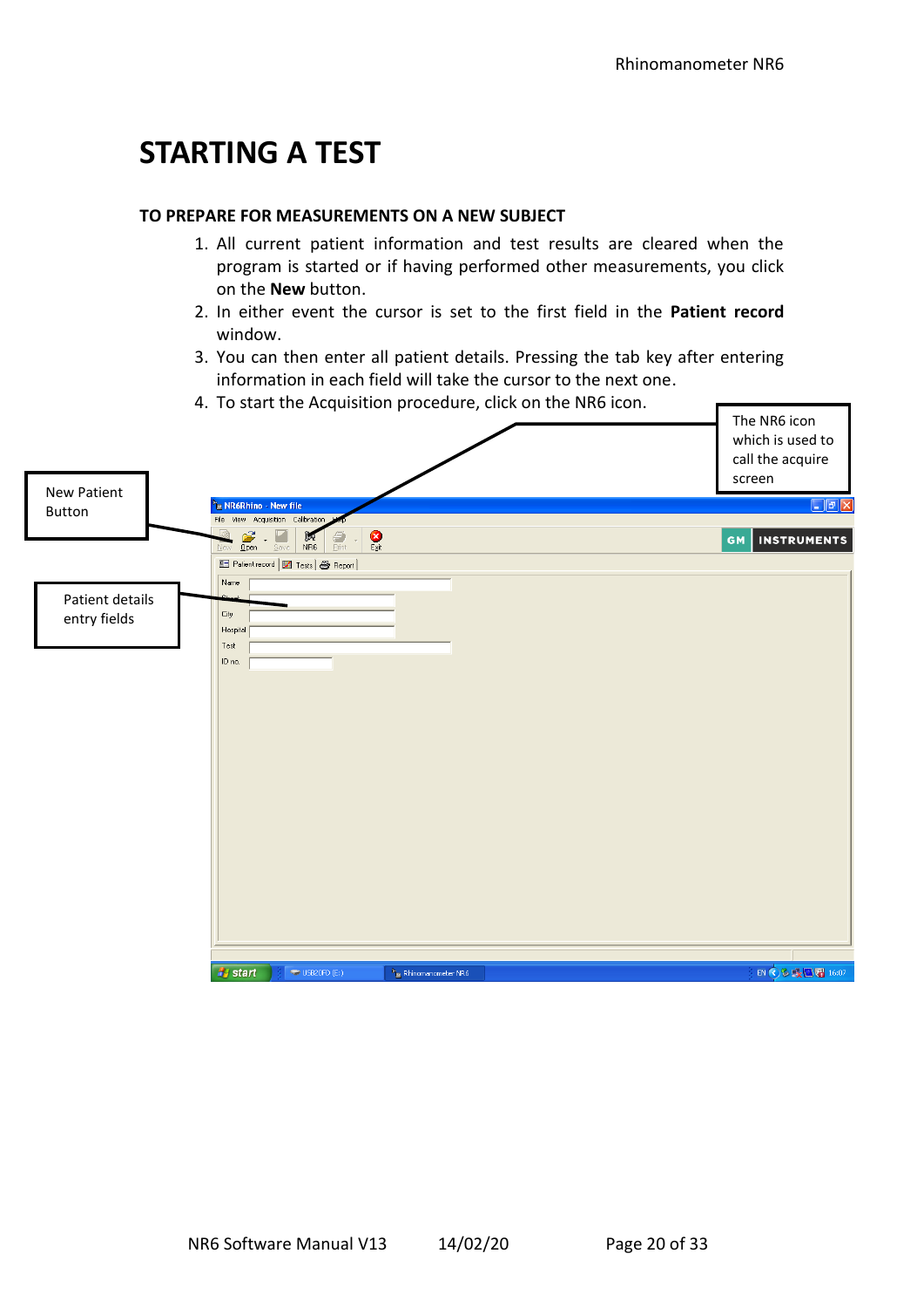# STARTING A TEST

## TO PREPARE FOR MEASUREMENTS ON A NEW SUBJECT

1. All current patient information and test results are cleared when the program is started or if having performed other measurements, you click on the **New** button.
2. In either event the cursor is set to the first field in the **Patient record** window.
3. You can then enter all patient details. Pressing the tab key after entering information in each field will take the cursor to the next one.
4. To start the Acquisition procedure, click on the NR6 icon.

The NR6 icon which is used to call the acquire screen

New Patient Button

Patient details entry fields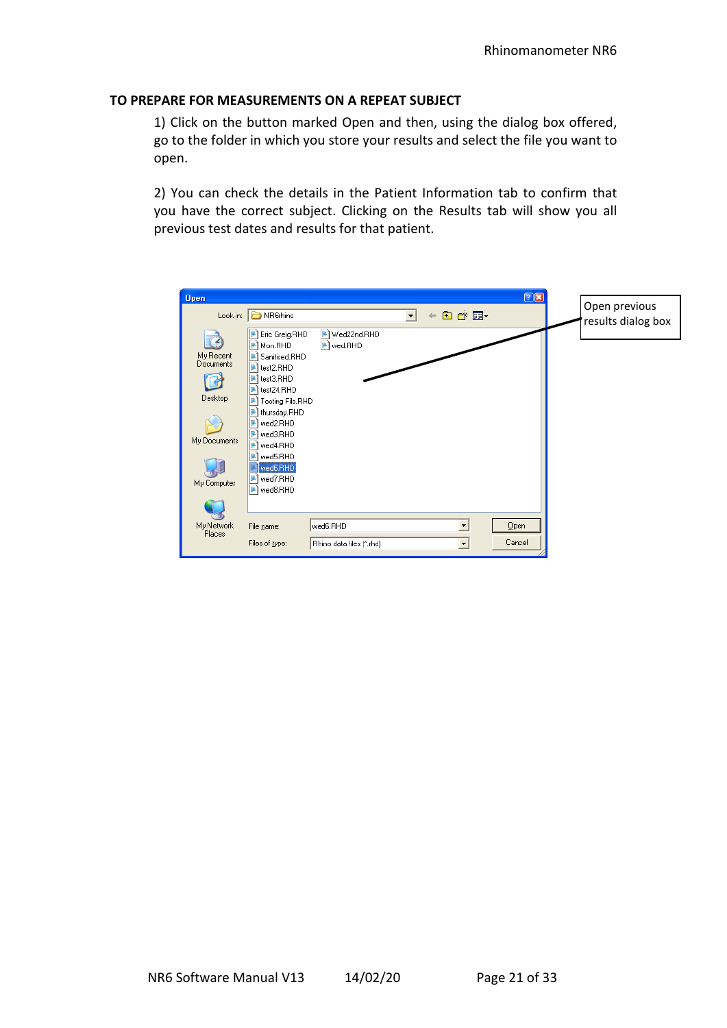## TO PREPARE FOR MEASUREMENTS ON A REPEAT SUBJECT

1) Click on the button marked Open and then, using the dialog box offered, go to the folder in which you store your results and select the file you want to open.

2) You can check the details in the Patient Information tab to confirm that you have the correct subject. Clicking on the Results tab will show you all previous test dates and results for that patient.

Open previous results dialog box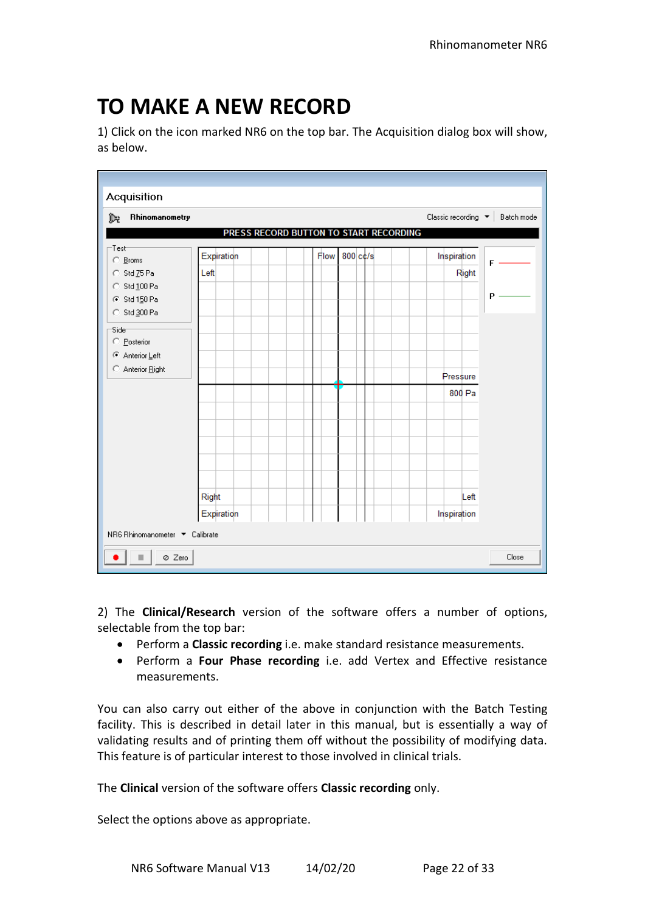# TO MAKE A NEW RECORD

1) Click on the icon marked NR6 on the top bar. The Acquisition dialog box will show, as below.

2) The **Clinical/Research** version of the software offers a number of options, selectable from the top bar:

- Perform a **Classic recording** i.e. make standard resistance measurements.
- Perform a **Four Phase recording** i.e. add Vertex and Effective resistance measurements.

You can also carry out either of the above in conjunction with the Batch Testing facility. This is described in detail later in this manual, but is essentially a way of validating results and of printing them off without the possibility of modifying data. This feature is of particular interest to those involved in clinical trials.

The **Clinical** version of the software offers **Classic recording** only.

Select the options above as appropriate.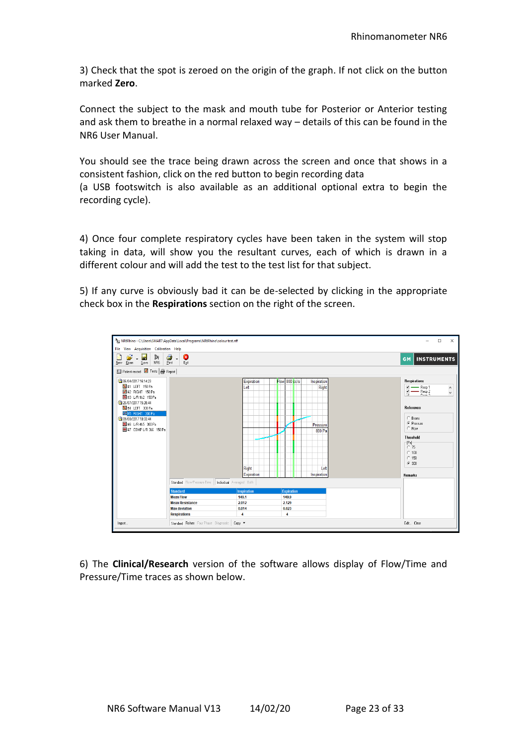3) Check that the spot is zeroed on the origin of the graph. If not click on the button marked **Zero**.

Connect the subject to the mask and mouth tube for Posterior or Anterior testing and ask them to breathe in a normal relaxed way – details of this can be found in the NR6 User Manual.

You should see the trace being drawn across the screen and once that shows in a consistent fashion, click on the red button to begin recording data
(a USB footswitch is also available as an additional optional extra to begin the recording cycle).

4) Once four complete respiratory cycles have been taken in the system will stop taking in data, will show you the resultant curves, each of which is drawn in a different colour and will add the test to the test list for that subject.

5) If any curve is obviously bad it can be de-selected by clicking in the appropriate check box in the **Respirations** section on the right of the screen.

6) The **Clinical/Research** version of the software allows display of Flow/Time and Pressure/Time traces as shown below.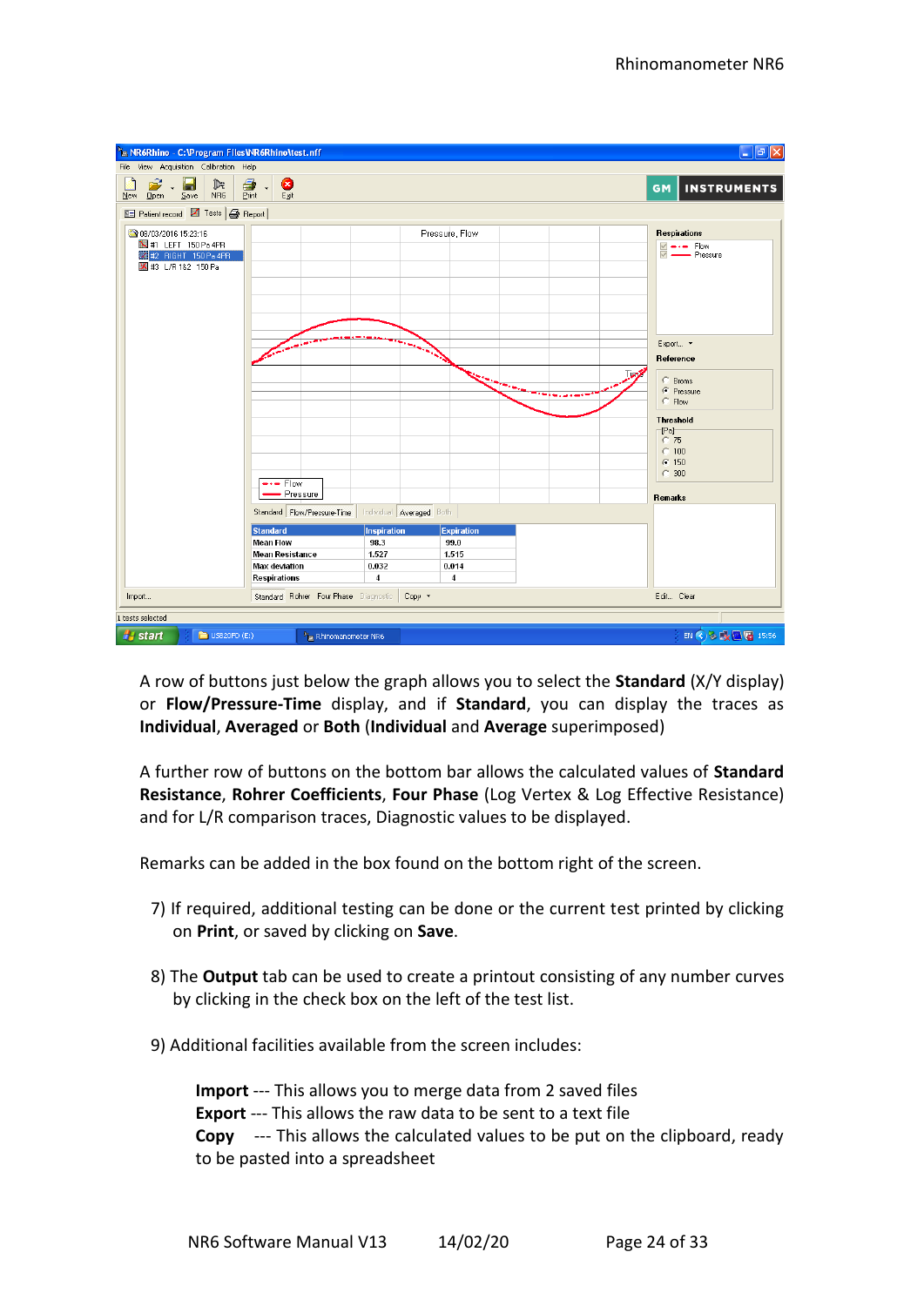A row of buttons just below the graph allows you to select the **Standard** (X/Y display) or **Flow/Pressure-Time** display, and if **Standard**, you can display the traces as **Individual**, **Averaged** or **Both** (**Individual** and **Average** superimposed)

A further row of buttons on the bottom bar allows the calculated values of **Standard Resistance**, **Rohrer Coefficients**, **Four Phase** (Log Vertex & Log Effective Resistance) and for L/R comparison traces, Diagnostic values to be displayed.

Remarks can be added in the box found on the bottom right of the screen.

7) If required, additional testing can be done or the current test printed by clicking on **Print**, or saved by clicking on **Save**.

8) The **Output** tab can be used to create a printout consisting of any number curves by clicking in the check box on the left of the test list.

9) Additional facilities available from the screen includes:

**Import** --- This allows you to merge data from 2 saved files
**Export** --- This allows the raw data to be sent to a text file
**Copy** --- This allows the calculated values to be put on the clipboard, ready to be pasted into a spreadsheet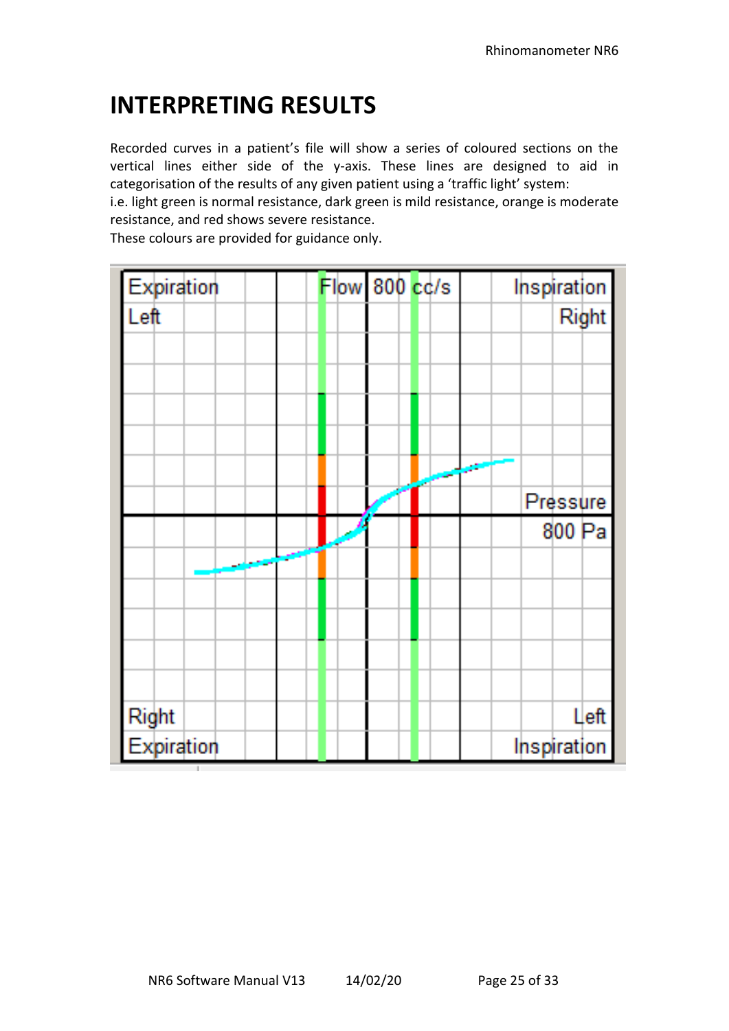# INTERPRETING RESULTS

Recorded curves in a patient's file will show a series of coloured sections on the vertical lines either side of the y-axis. These lines are designed to aid in categorisation of the results of any given patient using a 'traffic light' system:
i.e. light green is normal resistance, dark green is mild resistance, orange is moderate resistance, and red shows severe resistance.
These colours are provided for guidance only.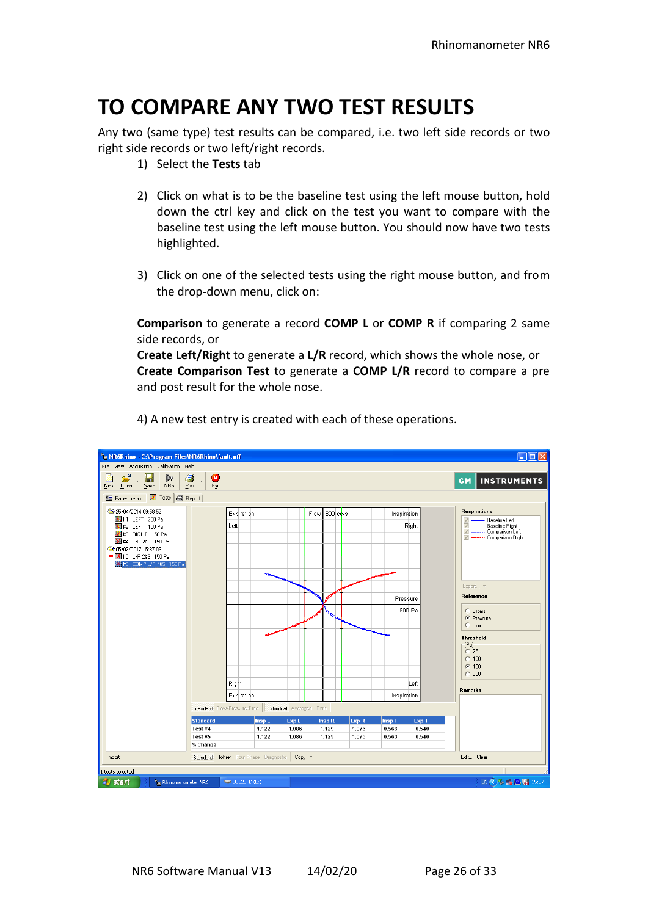# TO COMPARE ANY TWO TEST RESULTS

Any two (same type) test results can be compared, i.e. two left side records or two right side records or two left/right records.

1) Select the **Tests** tab

2) Click on what is to be the baseline test using the left mouse button, hold down the ctrl key and click on the test you want to compare with the baseline test using the left mouse button. You should now have two tests highlighted.

3) Click on one of the selected tests using the right mouse button, and from the drop-down menu, click on:

**Comparison** to generate a record **COMP L** or **COMP R** if comparing 2 same side records, or
**Create Left/Right** to generate a **L/R** record, which shows the whole nose, or
**Create Comparison Test** to generate a **COMP L/R** record to compare a pre and post result for the whole nose.

4) A new test entry is created with each of these operations.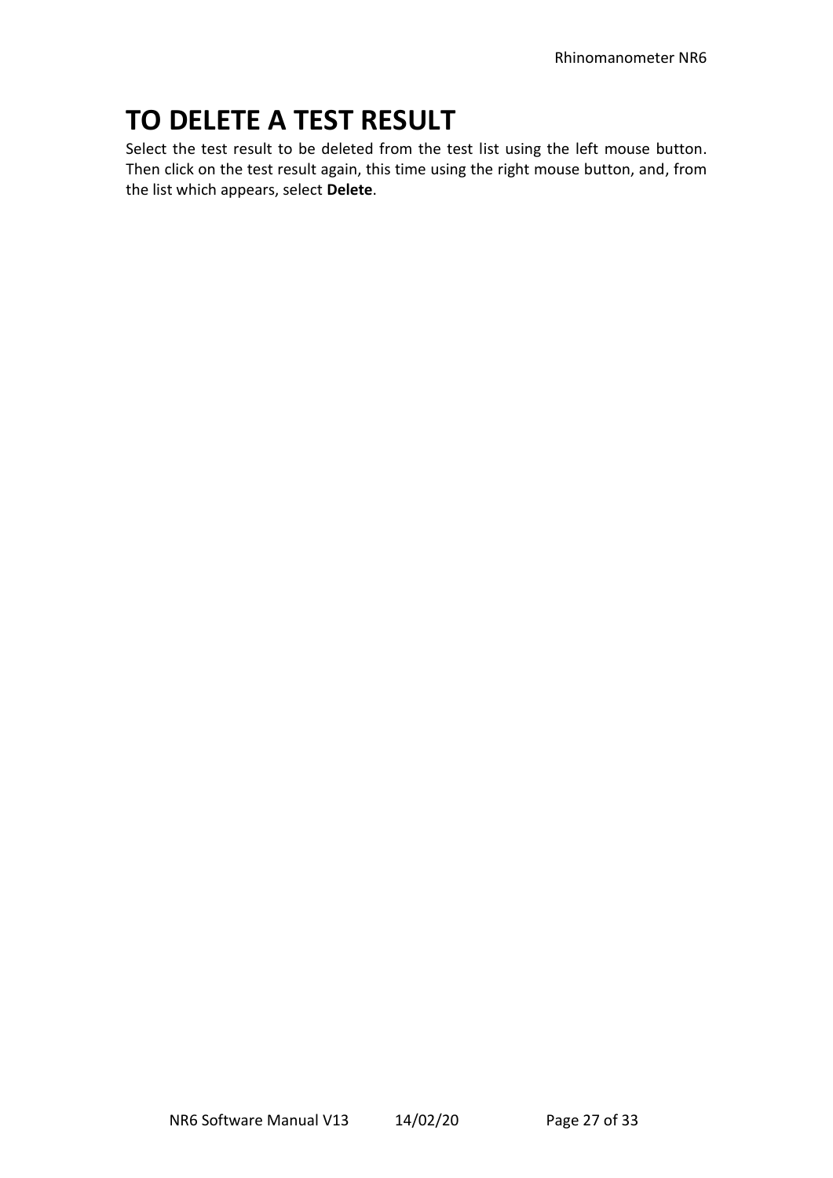# TO DELETE A TEST RESULT

Select the test result to be deleted from the test list using the left mouse button. Then click on the test result again, this time using the right mouse button, and, from the list which appears, select **Delete**.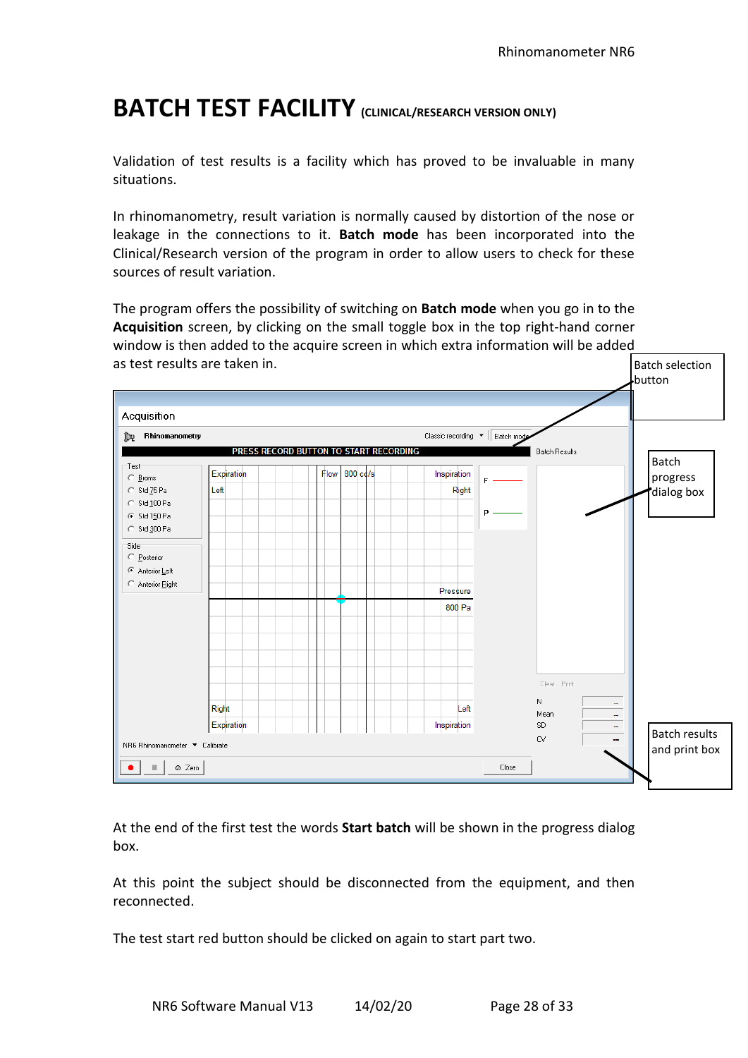# BATCH TEST FACILITY (CLINICAL/RESEARCH VERSION ONLY)

Validation of test results is a facility which has proved to be invaluable in many situations.

In rhinomanometry, result variation is normally caused by distortion of the nose or leakage in the connections to it. **Batch mode** has been incorporated into the Clinical/Research version of the program in order to allow users to check for these sources of result variation.

The program offers the possibility of switching on **Batch mode** when you go in to the **Acquisition** screen, by clicking on the small toggle box in the top right-hand corner window is then added to the acquire screen in which extra information will be added as test results are taken in.

Batch selection button

Batch progress dialog box

Batch results and print box

At the end of the first test the words **Start batch** will be shown in the progress dialog box.

At this point the subject should be disconnected from the equipment, and then reconnected.

The test start red button should be clicked on again to start part two.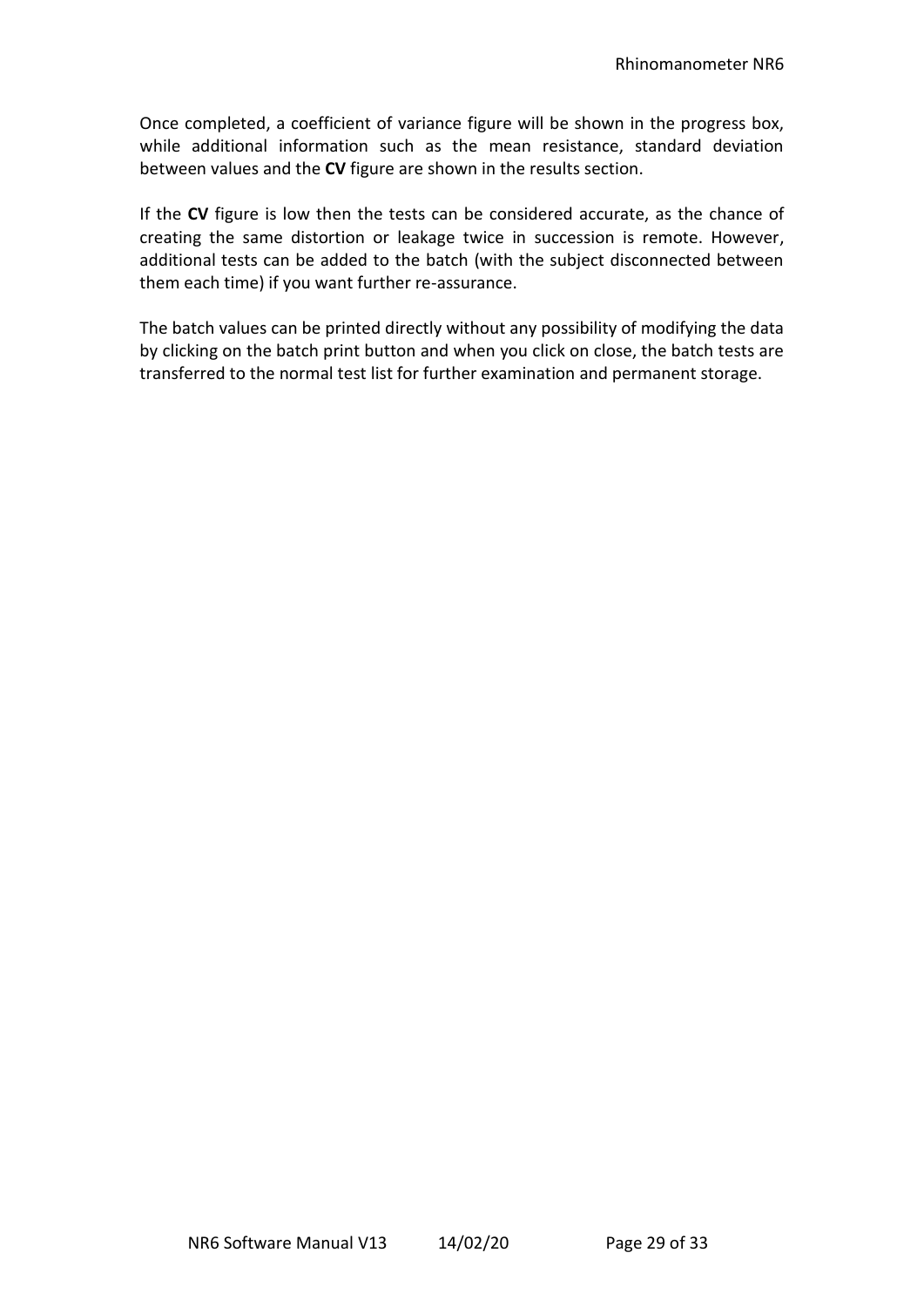Once completed, a coefficient of variance figure will be shown in the progress box, while additional information such as the mean resistance, standard deviation between values and the **CV** figure are shown in the results section.

If the **CV** figure is low then the tests can be considered accurate, as the chance of creating the same distortion or leakage twice in succession is remote. However, additional tests can be added to the batch (with the subject disconnected between them each time) if you want further re-assurance.

The batch values can be printed directly without any possibility of modifying the data by clicking on the batch print button and when you click on close, the batch tests are transferred to the normal test list for further examination and permanent storage.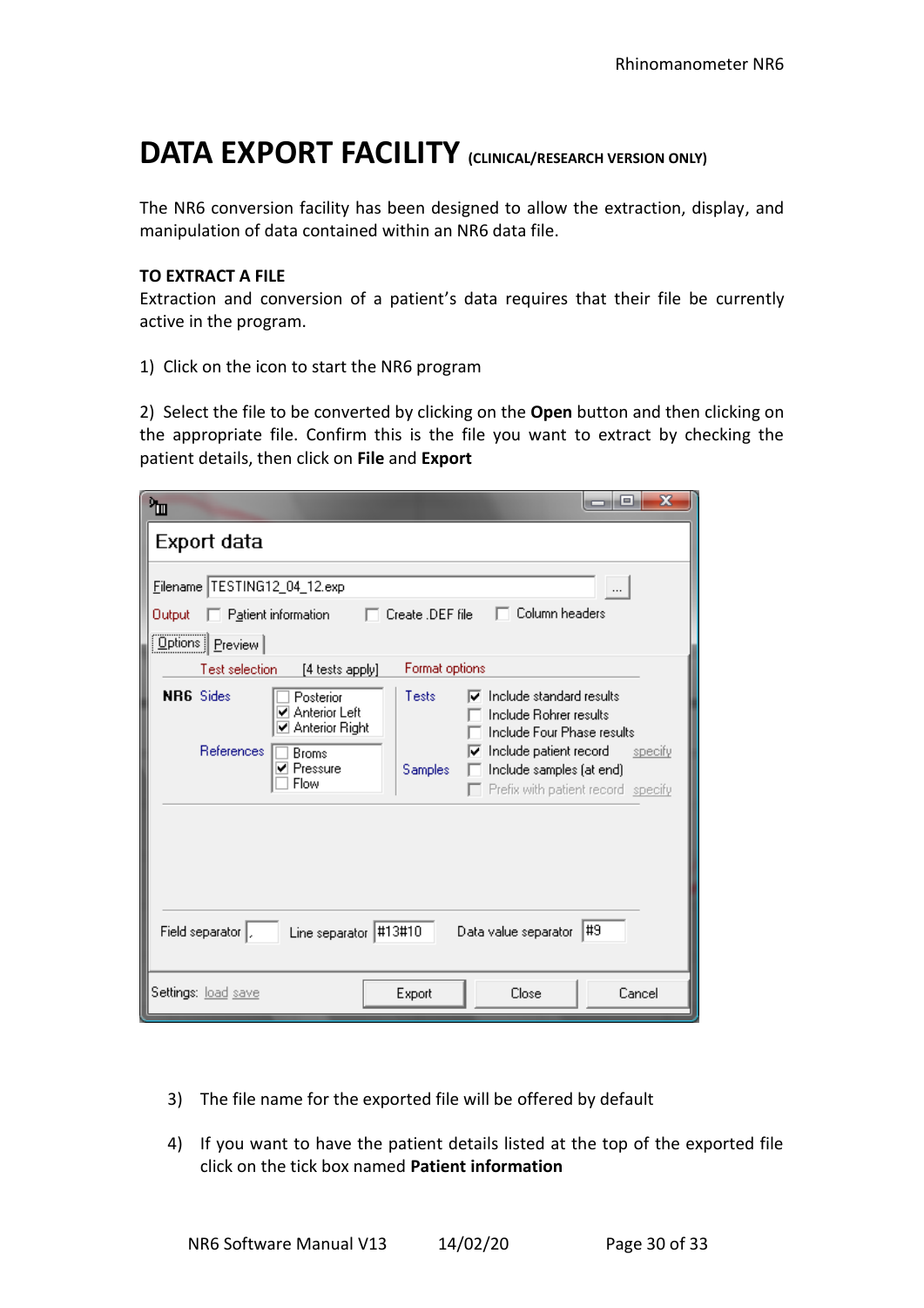# DATA EXPORT FACILITY (CLINICAL/RESEARCH VERSION ONLY)

The NR6 conversion facility has been designed to allow the extraction, display, and manipulation of data contained within an NR6 data file.

**TO EXTRACT A FILE**

Extraction and conversion of a patient's data requires that their file be currently active in the program.

1) Click on the icon to start the NR6 program

2) Select the file to be converted by clicking on the **Open** button and then clicking on the appropriate file. Confirm this is the file you want to extract by checking the patient details, then click on **File** and **Export**

3) The file name for the exported file will be offered by default

4) If you want to have the patient details listed at the top of the exported file click on the tick box named **Patient information**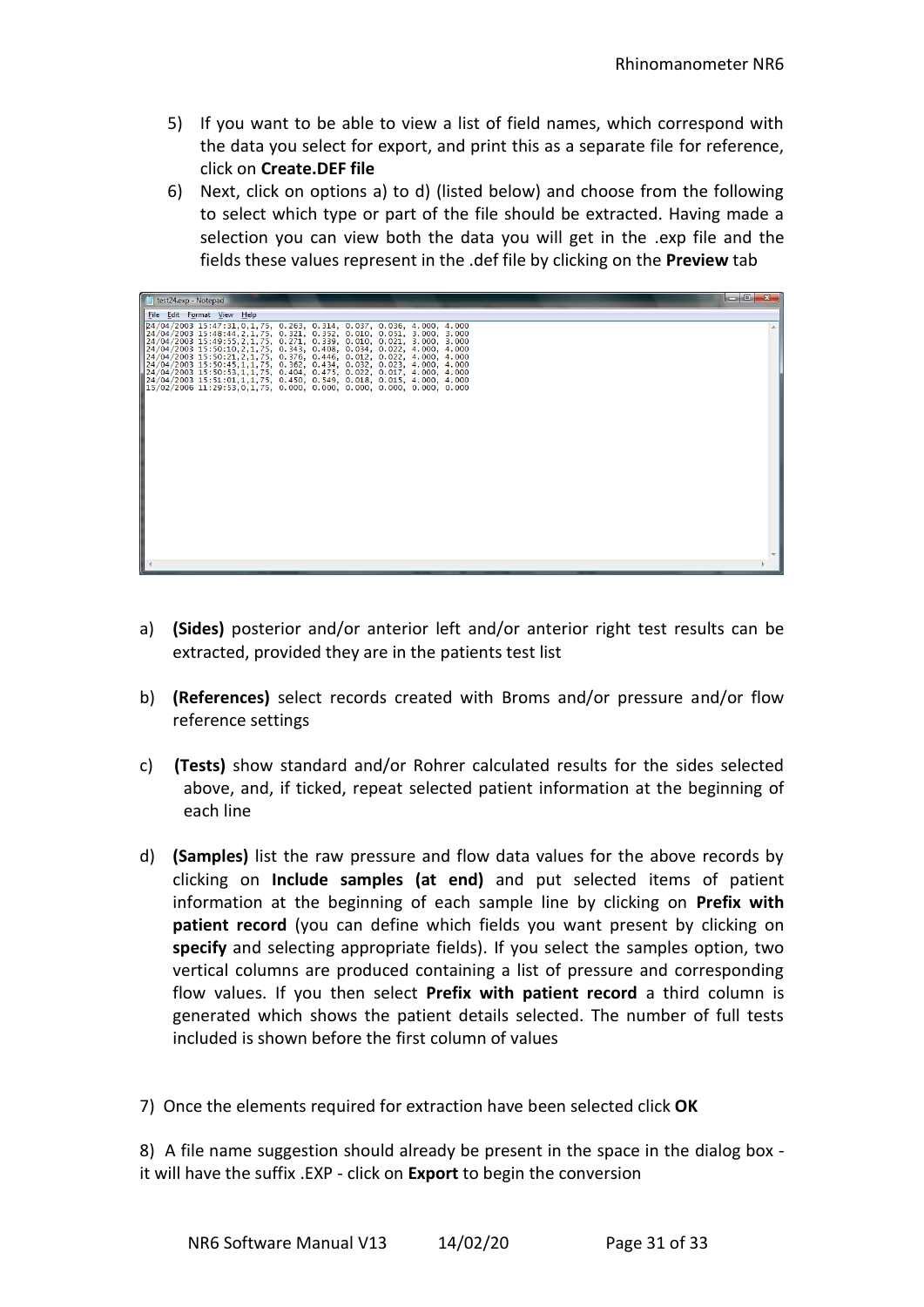5) If you want to be able to view a list of field names, which correspond with the data you select for export, and print this as a separate file for reference, click on **Create.DEF file**

6) Next, click on options a) to d) (listed below) and choose from the following to select which type or part of the file should be extracted. Having made a selection you can view both the data you will get in the .exp file and the fields these values represent in the .def file by clicking on the **Preview** tab

```
test24.exp - Notepad
File  Edit  Format  View  Help
24/04/2003 15:47:31,0,1,75, 0.263, 0.314, 0.037, 0.036, 4.000, 4.000
24/04/2003 15:48:44,2,1,75, 0.321, 0.352, 0.010, 0.051, 3.000, 3.000
24/04/2003 15:49:55,2,1,75, 0.271, 0.339, 0.010, 0.021, 3.000, 3.000
24/04/2003 15:50:10,2,1,75, 0.343, 0.408, 0.034, 0.022, 4.000, 4.000
24/04/2003 15:50:21,2,1,75, 0.376, 0.446, 0.012, 0.022, 4.000, 4.000
24/04/2003 15:50:45,1,1,75, 0.362, 0.434, 0.032, 0.023, 4.000, 4.000
24/04/2003 15:50:53,1,1,75, 0.404, 0.475, 0.022, 0.017, 4.000, 4.000
24/04/2003 15:51:01,1,1,75, 0.450, 0.549, 0.018, 0.015, 4.000, 4.000
15/02/2006 11:29:53,0,1,75, 0.000, 0.000, 0.000, 0.000, 0.000, 0.000
```

a) **(Sides)** posterior and/or anterior left and/or anterior right test results can be extracted, provided they are in the patients test list

b) **(References)** select records created with Broms and/or pressure and/or flow reference settings

c) **(Tests)** show standard and/or Rohrer calculated results for the sides selected above, and, if ticked, repeat selected patient information at the beginning of each line

d) **(Samples)** list the raw pressure and flow data values for the above records by clicking on **Include samples (at end)** and put selected items of patient information at the beginning of each sample line by clicking on **Prefix with patient record** (you can define which fields you want present by clicking on **specify** and selecting appropriate fields). If you select the samples option, two vertical columns are produced containing a list of pressure and corresponding flow values. If you then select **Prefix with patient record** a third column is generated which shows the patient details selected. The number of full tests included is shown before the first column of values

7) Once the elements required for extraction have been selected click **OK**

8) A file name suggestion should already be present in the space in the dialog box - it will have the suffix .EXP - click on **Export** to begin the conversion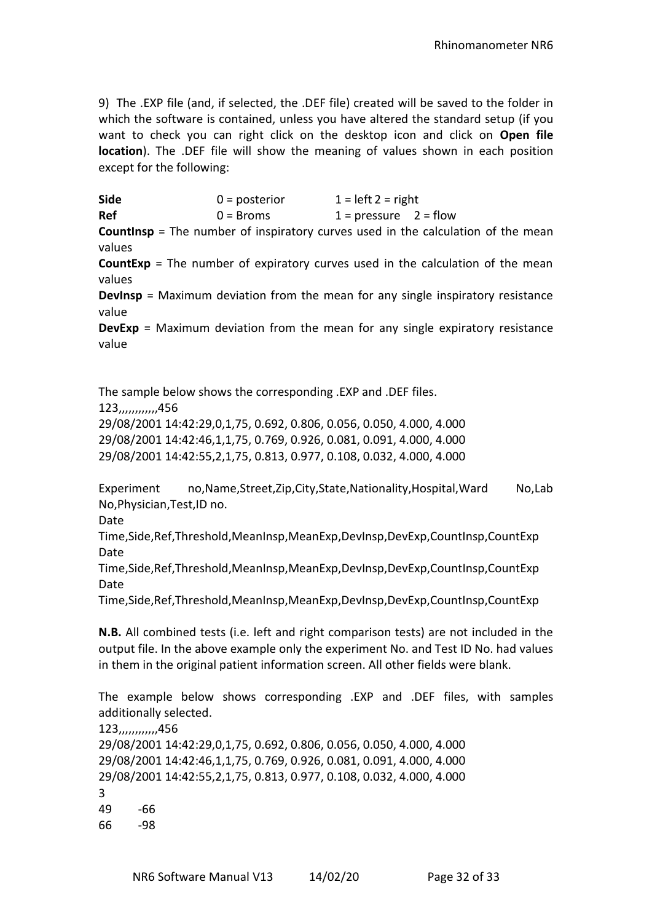9) The .EXP file (and, if selected, the .DEF file) created will be saved to the folder in which the software is contained, unless you have altered the standard setup (if you want to check you can right click on the desktop icon and click on **Open file location**). The .DEF file will show the meaning of values shown in each position except for the following:

**Side** 0 = posterior 1 = left 2 = right
**Ref** 0 = Broms 1 = pressure 2 = flow
**CountInsp** = The number of inspiratory curves used in the calculation of the mean values
**CountExp** = The number of expiratory curves used in the calculation of the mean values
**DevInsp** = Maximum deviation from the mean for any single inspiratory resistance value
**DevExp** = Maximum deviation from the mean for any single expiratory resistance value

The sample below shows the corresponding .EXP and .DEF files.

```
123,,,,,,,,,,,,456
29/08/2001 14:42:29,0,1,75, 0.692, 0.806, 0.056, 0.050, 4.000, 4.000
29/08/2001 14:42:46,1,1,75, 0.769, 0.926, 0.081, 0.091, 4.000, 4.000
29/08/2001 14:42:55,2,1,75, 0.813, 0.977, 0.108, 0.032, 4.000, 4.000
```

```
Experiment no,Name,Street,Zip,City,State,Nationality,Hospital,Ward No,Lab No,Physician,Test,ID no.
Date Time,Side,Ref,Threshold,MeanInsp,MeanExp,DevInsp,DevExp,CountInsp,CountExp
Date Time,Side,Ref,Threshold,MeanInsp,MeanExp,DevInsp,DevExp,CountInsp,CountExp
Date Time,Side,Ref,Threshold,MeanInsp,MeanExp,DevInsp,DevExp,CountInsp,CountExp
```

**N.B.** All combined tests (i.e. left and right comparison tests) are not included in the output file. In the above example only the experiment No. and Test ID No. had values in them in the original patient information screen. All other fields were blank.

The example below shows corresponding .EXP and .DEF files, with samples additionally selected.

```
123,,,,,,,,,,,,456
29/08/2001 14:42:29,0,1,75, 0.692, 0.806, 0.056, 0.050, 4.000, 4.000
29/08/2001 14:42:46,1,1,75, 0.769, 0.926, 0.081, 0.091, 4.000, 4.000
29/08/2001 14:42:55,2,1,75, 0.813, 0.977, 0.108, 0.032, 4.000, 4.000
3
49	-66
66	-98
```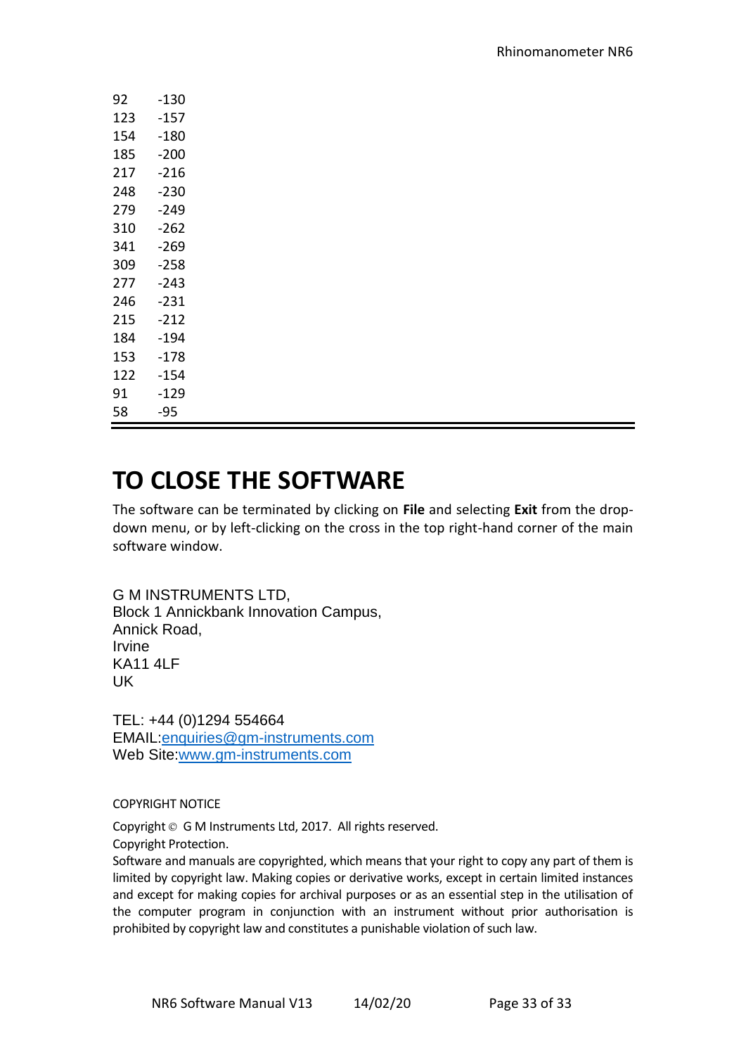| | |
|---|---|
| 92 | -130 |
| 123 | -157 |
| 154 | -180 |
| 185 | -200 |
| 217 | -216 |
| 248 | -230 |
| 279 | -249 |
| 310 | -262 |
| 341 | -269 |
| 309 | -258 |
| 277 | -243 |
| 246 | -231 |
| 215 | -212 |
| 184 | -194 |
| 153 | -178 |
| 122 | -154 |
| 91 | -129 |
| 58 | -95 |

# TO CLOSE THE SOFTWARE

The software can be terminated by clicking on **File** and selecting **Exit** from the drop-down menu, or by left-clicking on the cross in the top right-hand corner of the main software window.

G M INSTRUMENTS LTD,
Block 1 Annickbank Innovation Campus,
Annick Road,
Irvine
KA11 4LF
UK

TEL: +44 (0)1294 554664
EMAIL:enquiries@gm-instruments.com
Web Site:www.gm-instruments.com

COPYRIGHT NOTICE

Copyright © G M Instruments Ltd, 2017. All rights reserved.
Copyright Protection.
Software and manuals are copyrighted, which means that your right to copy any part of them is limited by copyright law. Making copies or derivative works, except in certain limited instances and except for making copies for archival purposes or as an essential step in the utilisation of the computer program in conjunction with an instrument without prior authorisation is prohibited by copyright law and constitutes a punishable violation of such law.